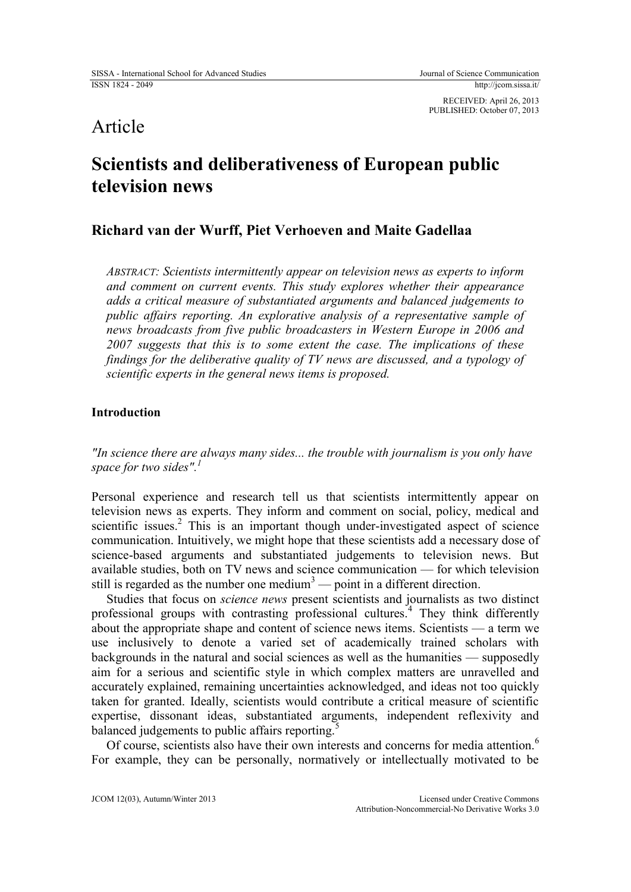RECEIVED: April 26, 2013
PUBLISHED: October 07, 2013

Article

# Scientists and deliberativeness of European public television news

## Richard van der Wurff, Piet Verhoeven and Maite Gadellaa

*ABSTRACT: Scientists intermittently appear on television news as experts to inform and comment on current events. This study explores whether their appearance adds a critical measure of substantiated arguments and balanced judgements to public affairs reporting. An explorative analysis of a representative sample of news broadcasts from five public broadcasters in Western Europe in 2006 and 2007 suggests that this is to some extent the case. The implications of these findings for the deliberative quality of TV news are discussed, and a typology of scientific experts in the general news items is proposed.*

### Introduction

*"In science there are always many sides... the trouble with journalism is you only have space for two sides".[1]*

Personal experience and research tell us that scientists intermittently appear on television news as experts. They inform and comment on social, policy, medical and scientific issues.[2] This is an important though under-investigated aspect of science communication. Intuitively, we might hope that these scientists add a necessary dose of science-based arguments and substantiated judgements to television news. But available studies, both on TV news and science communication — for which television still is regarded as the number one medium[3] — point in a different direction.

Studies that focus on *science news* present scientists and journalists as two distinct professional groups with contrasting professional cultures.[4] They think differently about the appropriate shape and content of science news items. Scientists — a term we use inclusively to denote a varied set of academically trained scholars with backgrounds in the natural and social sciences as well as the humanities — supposedly aim for a serious and scientific style in which complex matters are unravelled and accurately explained, remaining uncertainties acknowledged, and ideas not too quickly taken for granted. Ideally, scientists would contribute a critical measure of scientific expertise, dissonant ideas, substantiated arguments, independent reflexivity and balanced judgements to public affairs reporting.[5]

Of course, scientists also have their own interests and concerns for media attention.[6] For example, they can be personally, normatively or intellectually motivated to be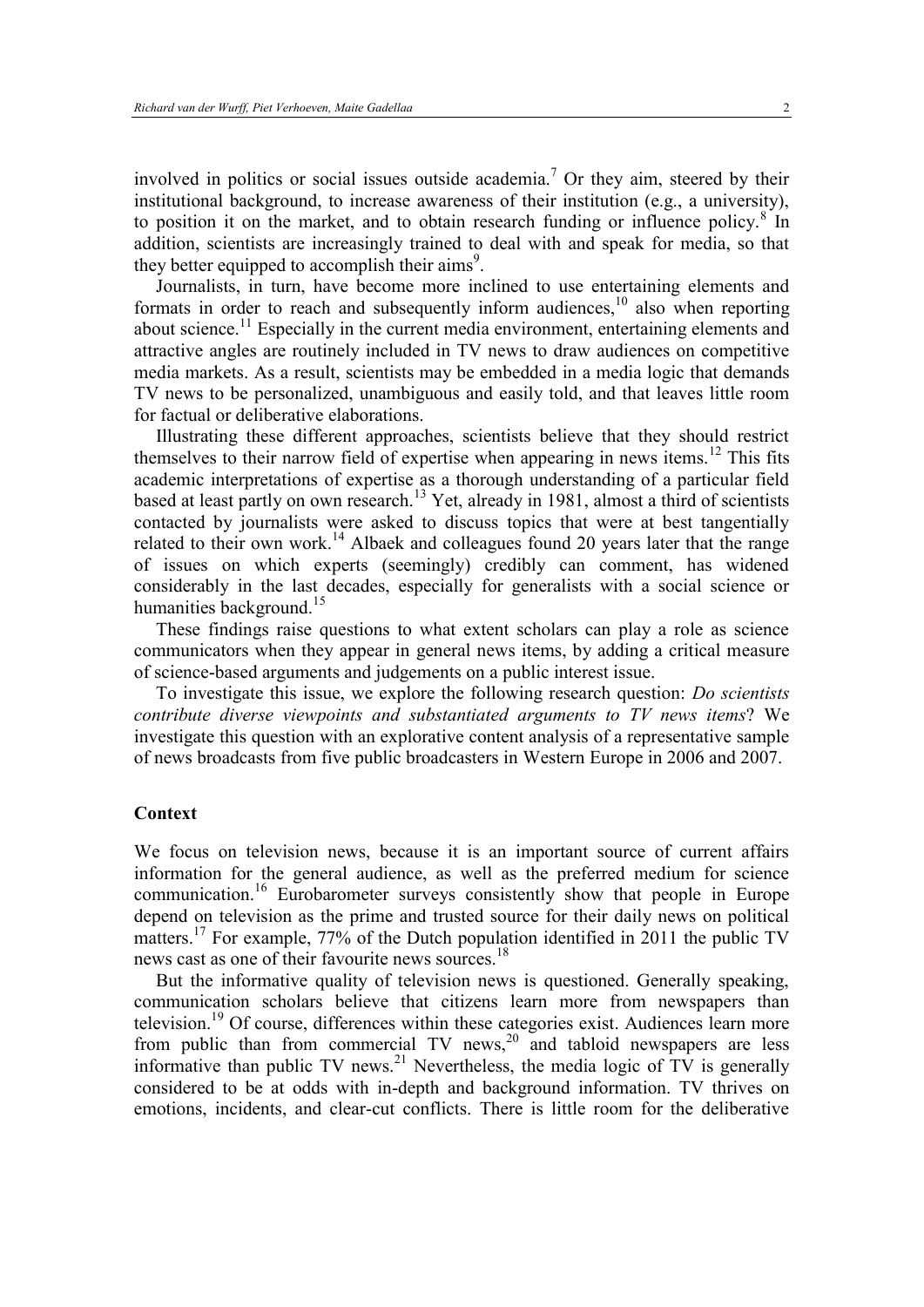involved in politics or social issues outside academia.[7] Or they aim, steered by their institutional background, to increase awareness of their institution (e.g., a university), to position it on the market, and to obtain research funding or influence policy.[8] In addition, scientists are increasingly trained to deal with and speak for media, so that they better equipped to accomplish their aims[9].

Journalists, in turn, have become more inclined to use entertaining elements and formats in order to reach and subsequently inform audiences,[10] also when reporting about science.[11] Especially in the current media environment, entertaining elements and attractive angles are routinely included in TV news to draw audiences on competitive media markets. As a result, scientists may be embedded in a media logic that demands TV news to be personalized, unambiguous and easily told, and that leaves little room for factual or deliberative elaborations.

Illustrating these different approaches, scientists believe that they should restrict themselves to their narrow field of expertise when appearing in news items.[12] This fits academic interpretations of expertise as a thorough understanding of a particular field based at least partly on own research.[13] Yet, already in 1981, almost a third of scientists contacted by journalists were asked to discuss topics that were at best tangentially related to their own work.[14] Albaek and colleagues found 20 years later that the range of issues on which experts (seemingly) credibly can comment, has widened considerably in the last decades, especially for generalists with a social science or humanities background.[15]

These findings raise questions to what extent scholars can play a role as science communicators when they appear in general news items, by adding a critical measure of science-based arguments and judgements on a public interest issue.

To investigate this issue, we explore the following research question: *Do scientists contribute diverse viewpoints and substantiated arguments to TV news items*? We investigate this question with an explorative content analysis of a representative sample of news broadcasts from five public broadcasters in Western Europe in 2006 and 2007.

## Context

We focus on television news, because it is an important source of current affairs information for the general audience, as well as the preferred medium for science communication.[16] Eurobarometer surveys consistently show that people in Europe depend on television as the prime and trusted source for their daily news on political matters.[17] For example, 77% of the Dutch population identified in 2011 the public TV news cast as one of their favourite news sources.[18]

But the informative quality of television news is questioned. Generally speaking, communication scholars believe that citizens learn more from newspapers than television.[19] Of course, differences within these categories exist. Audiences learn more from public than from commercial TV news,[20] and tabloid newspapers are less informative than public TV news.[21] Nevertheless, the media logic of TV is generally considered to be at odds with in-depth and background information. TV thrives on emotions, incidents, and clear-cut conflicts. There is little room for the deliberative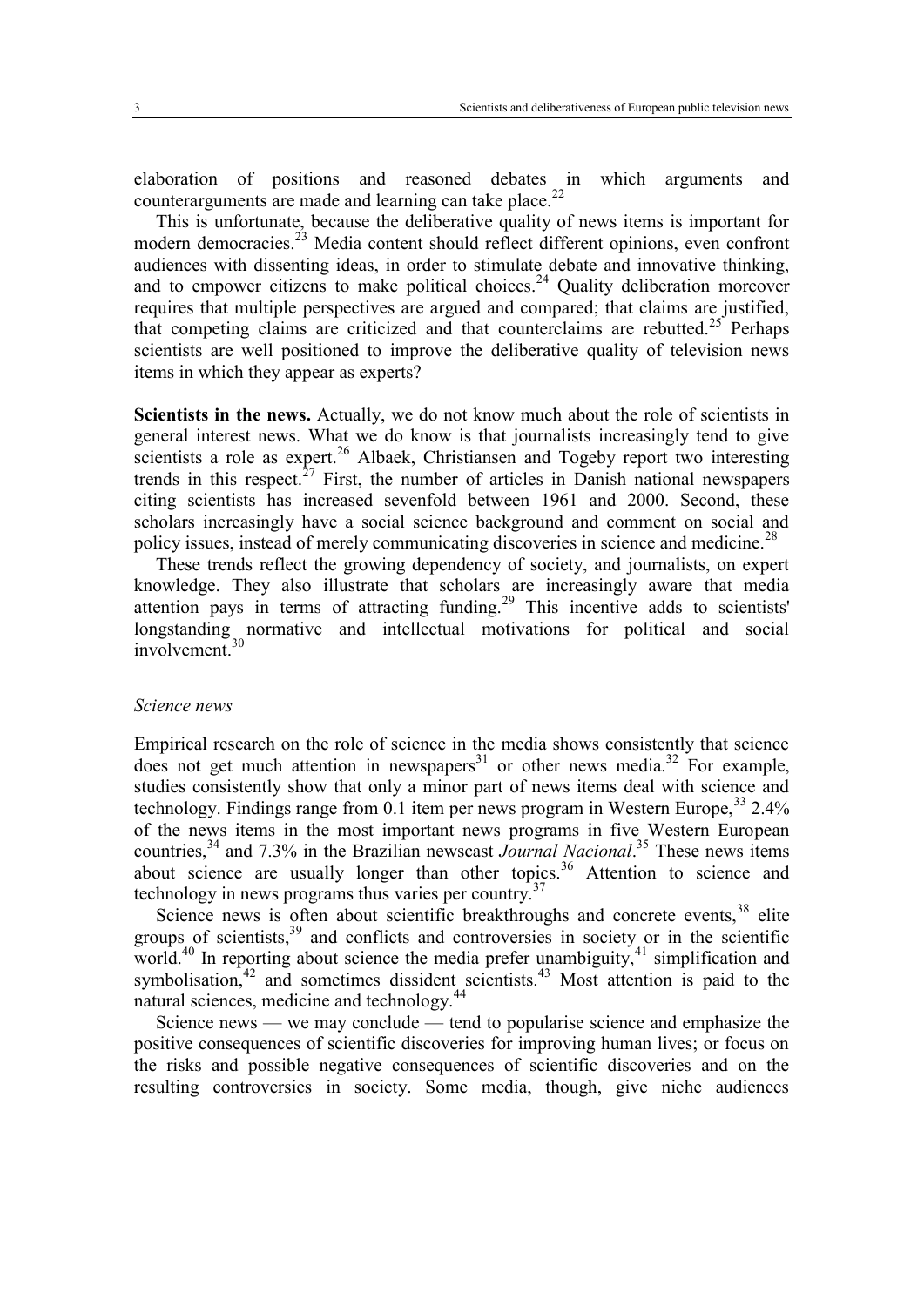elaboration of positions and reasoned debates in which arguments and counterarguments are made and learning can take place.[22]

This is unfortunate, because the deliberative quality of news items is important for modern democracies.[23] Media content should reflect different opinions, even confront audiences with dissenting ideas, in order to stimulate debate and innovative thinking, and to empower citizens to make political choices.[24] Quality deliberation moreover requires that multiple perspectives are argued and compared; that claims are justified, that competing claims are criticized and that counterclaims are rebutted.[25] Perhaps scientists are well positioned to improve the deliberative quality of television news items in which they appear as experts?

**Scientists in the news.** Actually, we do not know much about the role of scientists in general interest news. What we do know is that journalists increasingly tend to give scientists a role as expert.[26] Albaek, Christiansen and Togeby report two interesting trends in this respect.[27] First, the number of articles in Danish national newspapers citing scientists has increased sevenfold between 1961 and 2000. Second, these scholars increasingly have a social science background and comment on social and policy issues, instead of merely communicating discoveries in science and medicine.[28]

These trends reflect the growing dependency of society, and journalists, on expert knowledge. They also illustrate that scholars are increasingly aware that media attention pays in terms of attracting funding.[29] This incentive adds to scientists' longstanding normative and intellectual motivations for political and social involvement.[30]

### *Science news*

Empirical research on the role of science in the media shows consistently that science does not get much attention in newspapers[31] or other news media.[32] For example, studies consistently show that only a minor part of news items deal with science and technology. Findings range from 0.1 item per news program in Western Europe,[33] 2.4% of the news items in the most important news programs in five Western European countries,[34] and 7.3% in the Brazilian newscast *Journal Nacional*.[35] These news items about science are usually longer than other topics.[36] Attention to science and technology in news programs thus varies per country.[37]

Science news is often about scientific breakthroughs and concrete events,[38] elite groups of scientists,[39] and conflicts and controversies in society or in the scientific world.[40] In reporting about science the media prefer unambiguity,[41] simplification and symbolisation,[42] and sometimes dissident scientists.[43] Most attention is paid to the natural sciences, medicine and technology.[44]

Science news — we may conclude — tend to popularise science and emphasize the positive consequences of scientific discoveries for improving human lives; or focus on the risks and possible negative consequences of scientific discoveries and on the resulting controversies in society. Some media, though, give niche audiences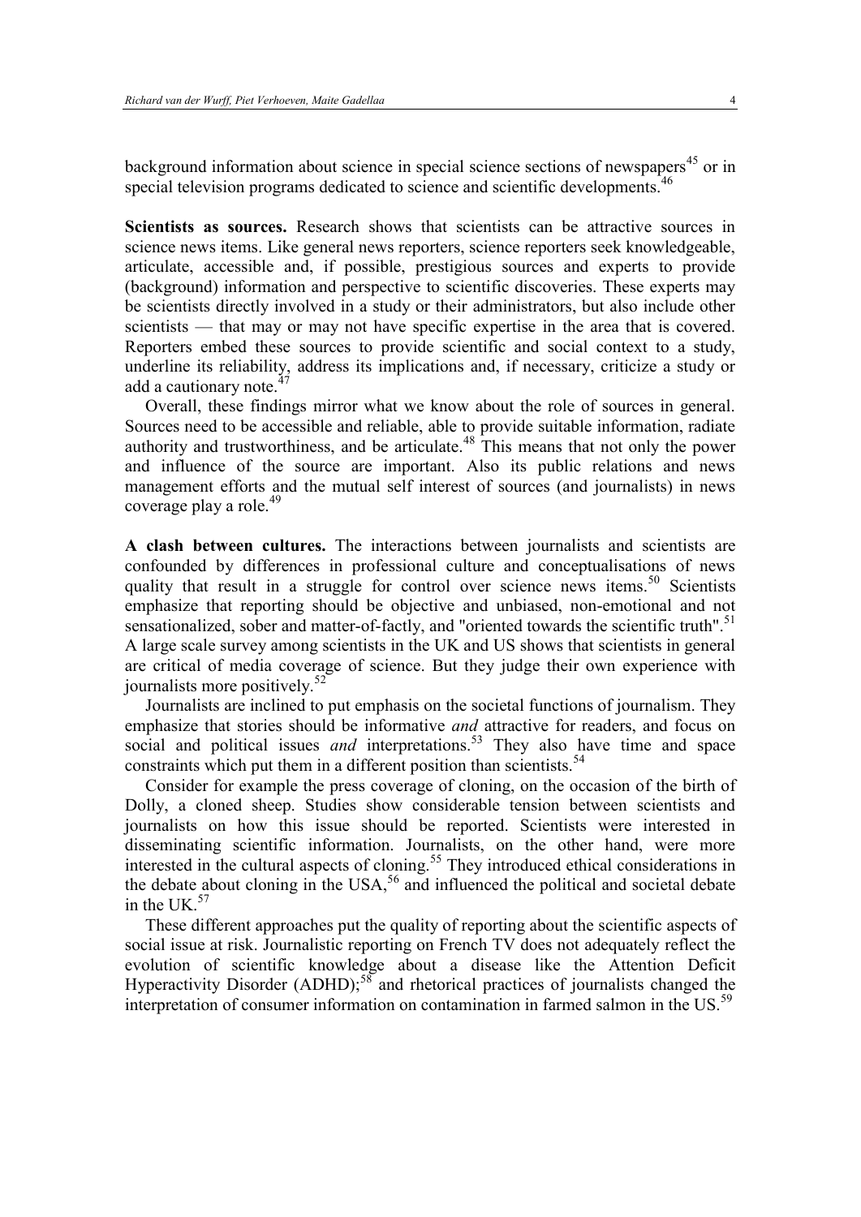background information about science in special science sections of newspapers[45] or in special television programs dedicated to science and scientific developments.[46]

**Scientists as sources.** Research shows that scientists can be attractive sources in science news items. Like general news reporters, science reporters seek knowledgeable, articulate, accessible and, if possible, prestigious sources and experts to provide (background) information and perspective to scientific discoveries. These experts may be scientists directly involved in a study or their administrators, but also include other scientists — that may or may not have specific expertise in the area that is covered. Reporters embed these sources to provide scientific and social context to a study, underline its reliability, address its implications and, if necessary, criticize a study or add a cautionary note.[47]

Overall, these findings mirror what we know about the role of sources in general. Sources need to be accessible and reliable, able to provide suitable information, radiate authority and trustworthiness, and be articulate.[48] This means that not only the power and influence of the source are important. Also its public relations and news management efforts and the mutual self interest of sources (and journalists) in news coverage play a role.[49]

**A clash between cultures.** The interactions between journalists and scientists are confounded by differences in professional culture and conceptualisations of news quality that result in a struggle for control over science news items.[50] Scientists emphasize that reporting should be objective and unbiased, non-emotional and not sensationalized, sober and matter-of-factly, and "oriented towards the scientific truth".[51] A large scale survey among scientists in the UK and US shows that scientists in general are critical of media coverage of science. But they judge their own experience with journalists more positively.[52]

Journalists are inclined to put emphasis on the societal functions of journalism. They emphasize that stories should be informative *and* attractive for readers, and focus on social and political issues *and* interpretations.[53] They also have time and space constraints which put them in a different position than scientists.[54]

Consider for example the press coverage of cloning, on the occasion of the birth of Dolly, a cloned sheep. Studies show considerable tension between scientists and journalists on how this issue should be reported. Scientists were interested in disseminating scientific information. Journalists, on the other hand, were more interested in the cultural aspects of cloning.[55] They introduced ethical considerations in the debate about cloning in the USA,[56] and influenced the political and societal debate in the UK.[57]

These different approaches put the quality of reporting about the scientific aspects of social issue at risk. Journalistic reporting on French TV does not adequately reflect the evolution of scientific knowledge about a disease like the Attention Deficit Hyperactivity Disorder (ADHD);[58] and rhetorical practices of journalists changed the interpretation of consumer information on contamination in farmed salmon in the US.[59]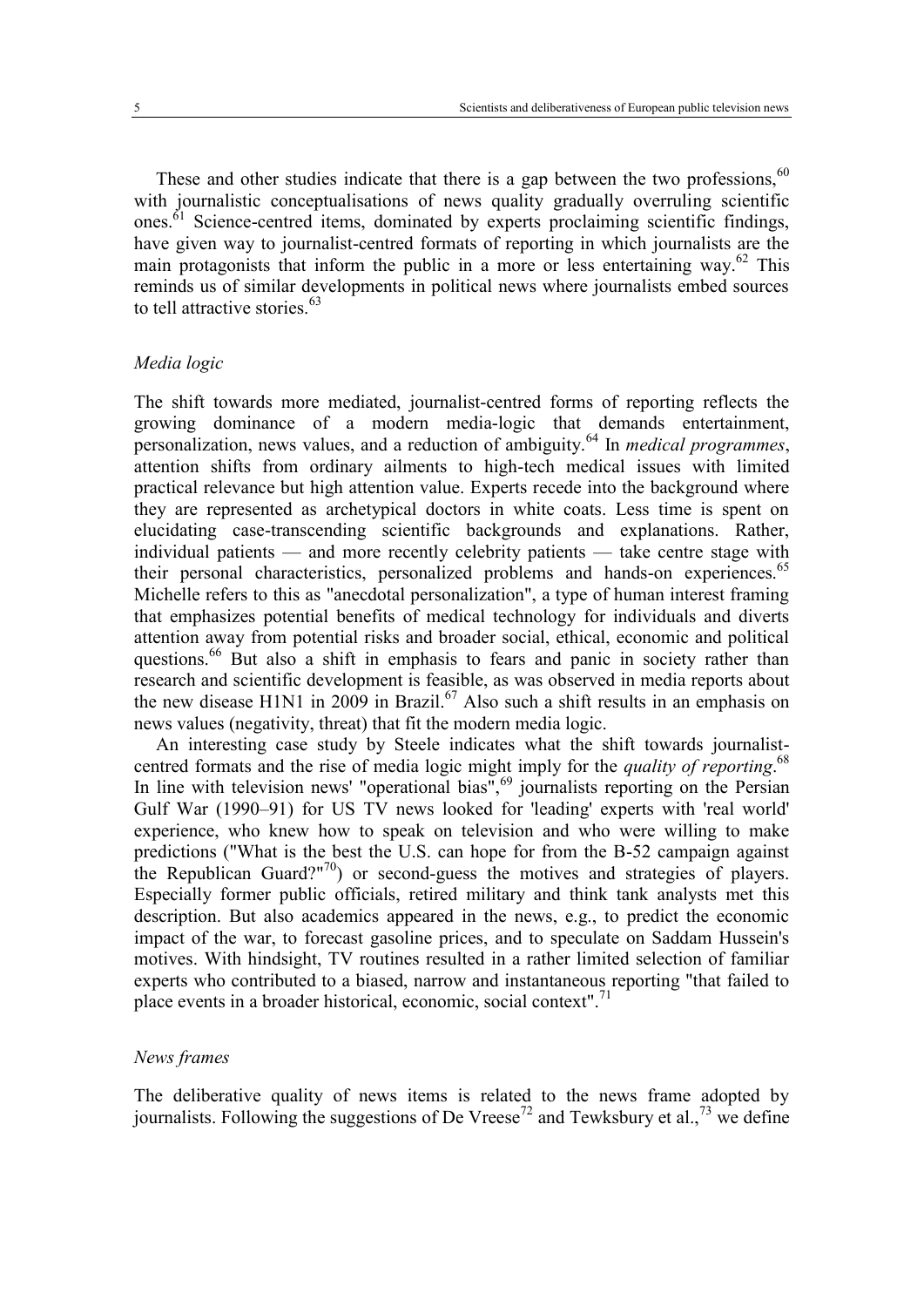These and other studies indicate that there is a gap between the two professions,[60] with journalistic conceptualisations of news quality gradually overruling scientific ones.[61] Science-centred items, dominated by experts proclaiming scientific findings, have given way to journalist-centred formats of reporting in which journalists are the main protagonists that inform the public in a more or less entertaining way.[62] This reminds us of similar developments in political news where journalists embed sources to tell attractive stories.[63]

### *Media logic*

The shift towards more mediated, journalist-centred forms of reporting reflects the growing dominance of a modern media-logic that demands entertainment, personalization, news values, and a reduction of ambiguity.[64] In *medical programmes*, attention shifts from ordinary ailments to high-tech medical issues with limited practical relevance but high attention value. Experts recede into the background where they are represented as archetypical doctors in white coats. Less time is spent on elucidating case-transcending scientific backgrounds and explanations. Rather, individual patients — and more recently celebrity patients — take centre stage with their personal characteristics, personalized problems and hands-on experiences.[65] Michelle refers to this as "anecdotal personalization", a type of human interest framing that emphasizes potential benefits of medical technology for individuals and diverts attention away from potential risks and broader social, ethical, economic and political questions.[66] But also a shift in emphasis to fears and panic in society rather than research and scientific development is feasible, as was observed in media reports about the new disease H1N1 in 2009 in Brazil.[67] Also such a shift results in an emphasis on news values (negativity, threat) that fit the modern media logic.

An interesting case study by Steele indicates what the shift towards journalist-centred formats and the rise of media logic might imply for the *quality of reporting*.[68] In line with television news' "operational bias",[69] journalists reporting on the Persian Gulf War (1990–91) for US TV news looked for 'leading' experts with 'real world' experience, who knew how to speak on television and who were willing to make predictions ("What is the best the U.S. can hope for from the B-52 campaign against the Republican Guard?"[70]) or second-guess the motives and strategies of players. Especially former public officials, retired military and think tank analysts met this description. But also academics appeared in the news, e.g., to predict the economic impact of the war, to forecast gasoline prices, and to speculate on Saddam Hussein's motives. With hindsight, TV routines resulted in a rather limited selection of familiar experts who contributed to a biased, narrow and instantaneous reporting "that failed to place events in a broader historical, economic, social context".[71]

### *News frames*

The deliberative quality of news items is related to the news frame adopted by journalists. Following the suggestions of De Vreese[72] and Tewksbury et al.,[73] we define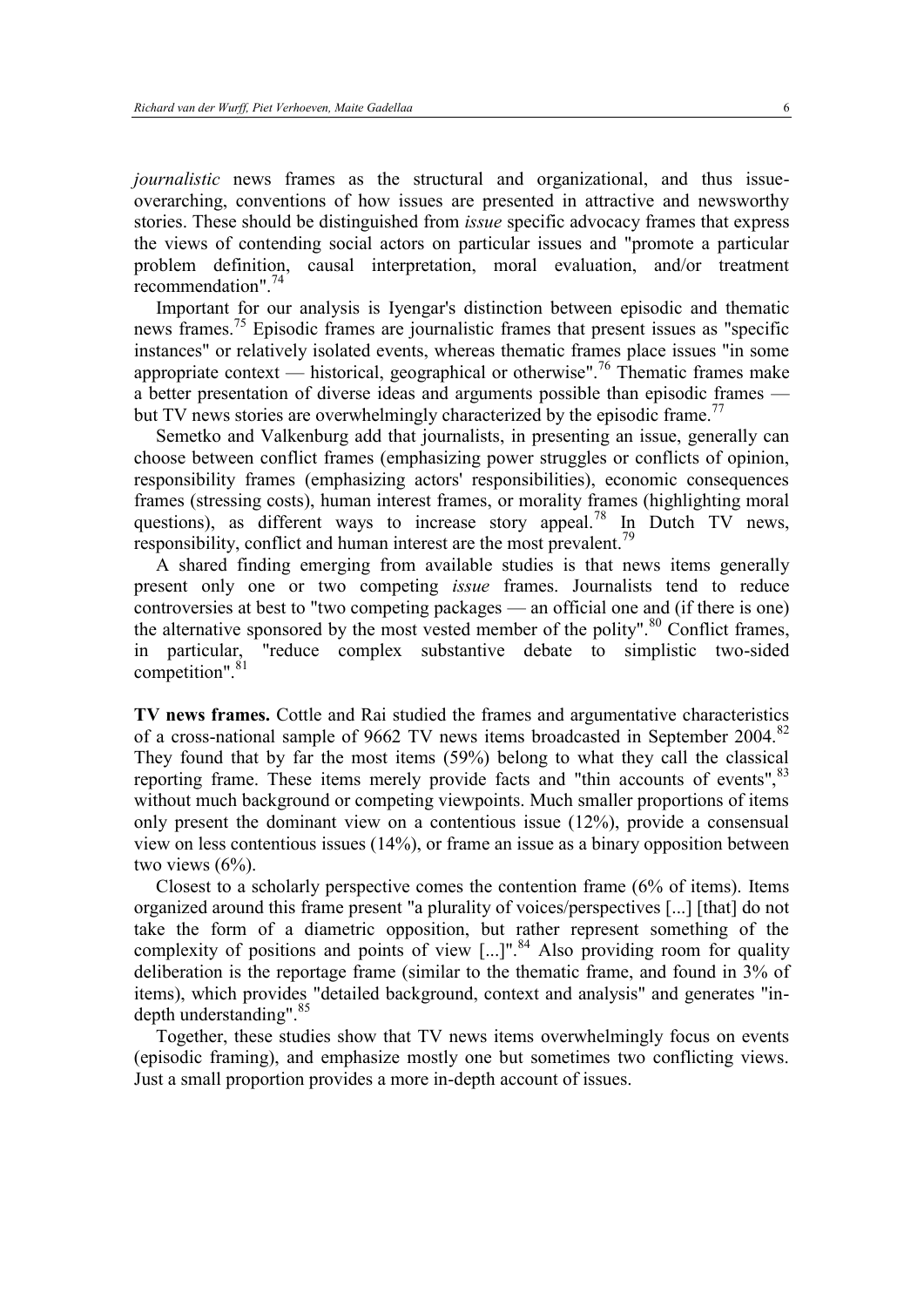*journalistic* news frames as the structural and organizational, and thus issue-overarching, conventions of how issues are presented in attractive and newsworthy stories. These should be distinguished from *issue* specific advocacy frames that express the views of contending social actors on particular issues and "promote a particular problem definition, causal interpretation, moral evaluation, and/or treatment recommendation".[74]

Important for our analysis is Iyengar's distinction between episodic and thematic news frames.[75] Episodic frames are journalistic frames that present issues as "specific instances" or relatively isolated events, whereas thematic frames place issues "in some appropriate context — historical, geographical or otherwise".[76] Thematic frames make a better presentation of diverse ideas and arguments possible than episodic frames — but TV news stories are overwhelmingly characterized by the episodic frame.[77]

Semetko and Valkenburg add that journalists, in presenting an issue, generally can choose between conflict frames (emphasizing power struggles or conflicts of opinion, responsibility frames (emphasizing actors' responsibilities), economic consequences frames (stressing costs), human interest frames, or morality frames (highlighting moral questions), as different ways to increase story appeal.[78] In Dutch TV news, responsibility, conflict and human interest are the most prevalent.[79]

A shared finding emerging from available studies is that news items generally present only one or two competing *issue* frames. Journalists tend to reduce controversies at best to "two competing packages — an official one and (if there is one) the alternative sponsored by the most vested member of the polity".[80] Conflict frames, in particular, "reduce complex substantive debate to simplistic two-sided competition".[81]

**TV news frames.** Cottle and Rai studied the frames and argumentative characteristics of a cross-national sample of 9662 TV news items broadcasted in September 2004.[82] They found that by far the most items (59%) belong to what they call the classical reporting frame. These items merely provide facts and "thin accounts of events",[83] without much background or competing viewpoints. Much smaller proportions of items only present the dominant view on a contentious issue (12%), provide a consensual view on less contentious issues (14%), or frame an issue as a binary opposition between two views (6%).

Closest to a scholarly perspective comes the contention frame (6% of items). Items organized around this frame present "a plurality of voices/perspectives [...] [that] do not take the form of a diametric opposition, but rather represent something of the complexity of positions and points of view [...]".[84] Also providing room for quality deliberation is the reportage frame (similar to the thematic frame, and found in 3% of items), which provides "detailed background, context and analysis" and generates "in-depth understanding".[85]

Together, these studies show that TV news items overwhelmingly focus on events (episodic framing), and emphasize mostly one but sometimes two conflicting views. Just a small proportion provides a more in-depth account of issues.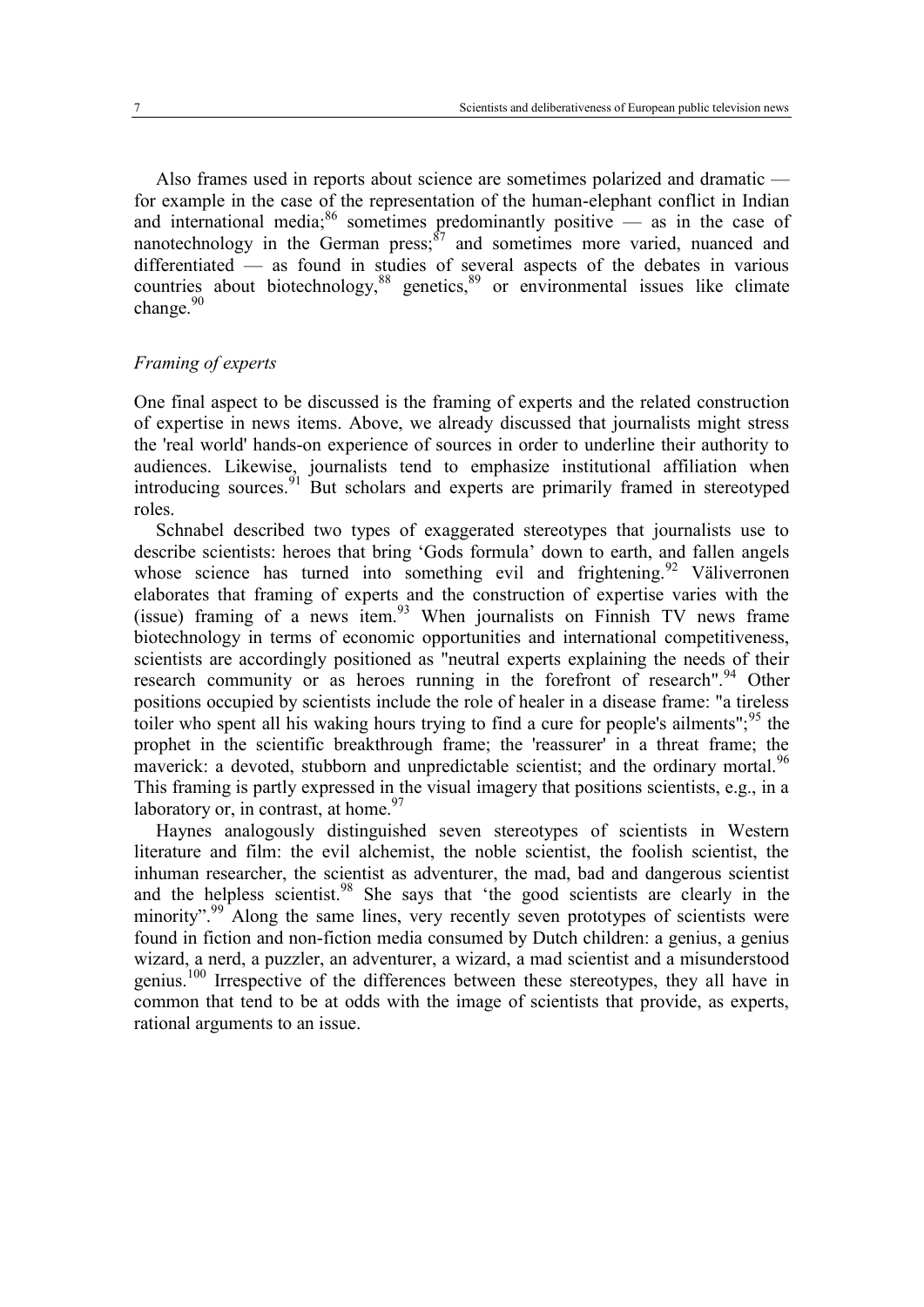Also frames used in reports about science are sometimes polarized and dramatic — for example in the case of the representation of the human-elephant conflict in Indian and international media;[86] sometimes predominantly positive — as in the case of nanotechnology in the German press;[87] and sometimes more varied, nuanced and differentiated — as found in studies of several aspects of the debates in various countries about biotechnology,[88] genetics,[89] or environmental issues like climate change.[90]

*Framing of experts*

One final aspect to be discussed is the framing of experts and the related construction of expertise in news items. Above, we already discussed that journalists might stress the 'real world' hands-on experience of sources in order to underline their authority to audiences. Likewise, journalists tend to emphasize institutional affiliation when introducing sources.[91] But scholars and experts are primarily framed in stereotyped roles.

Schnabel described two types of exaggerated stereotypes that journalists use to describe scientists: heroes that bring 'Gods formula' down to earth, and fallen angels whose science has turned into something evil and frightening.[92] Väliverronen elaborates that framing of experts and the construction of expertise varies with the (issue) framing of a news item.[93] When journalists on Finnish TV news frame biotechnology in terms of economic opportunities and international competitiveness, scientists are accordingly positioned as "neutral experts explaining the needs of their research community or as heroes running in the forefront of research".[94] Other positions occupied by scientists include the role of healer in a disease frame: "a tireless toiler who spent all his waking hours trying to find a cure for people's ailments";[95] the prophet in the scientific breakthrough frame; the 'reassurer' in a threat frame; the maverick: a devoted, stubborn and unpredictable scientist; and the ordinary mortal.[96] This framing is partly expressed in the visual imagery that positions scientists, e.g., in a laboratory or, in contrast, at home.[97]

Haynes analogously distinguished seven stereotypes of scientists in Western literature and film: the evil alchemist, the noble scientist, the foolish scientist, the inhuman researcher, the scientist as adventurer, the mad, bad and dangerous scientist and the helpless scientist.[98] She says that 'the good scientists are clearly in the minority".[99] Along the same lines, very recently seven prototypes of scientists were found in fiction and non-fiction media consumed by Dutch children: a genius, a genius wizard, a nerd, a puzzler, an adventurer, a wizard, a mad scientist and a misunderstood genius.[100] Irrespective of the differences between these stereotypes, they all have in common that tend to be at odds with the image of scientists that provide, as experts, rational arguments to an issue.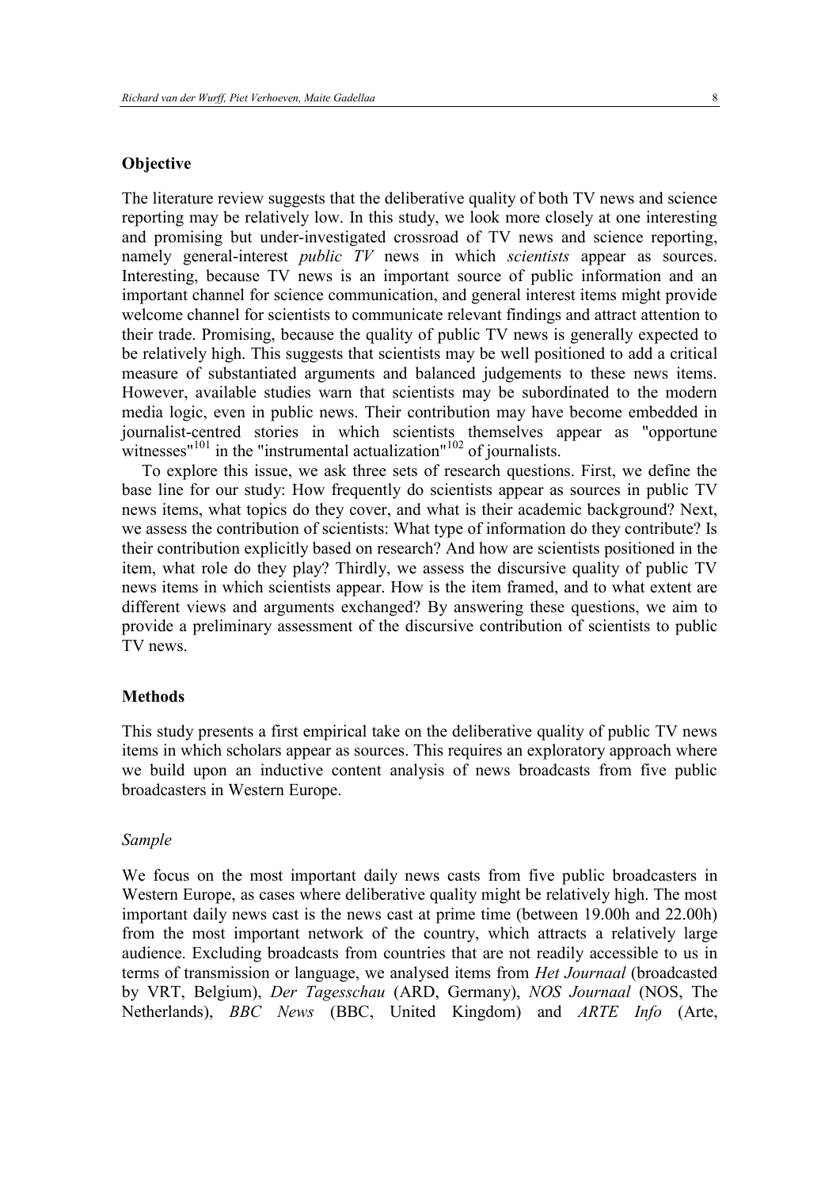## Objective

The literature review suggests that the deliberative quality of both TV news and science reporting may be relatively low. In this study, we look more closely at one interesting and promising but under-investigated crossroad of TV news and science reporting, namely general-interest *public TV* news in which *scientists* appear as sources. Interesting, because TV news is an important source of public information and an important channel for science communication, and general interest items might provide welcome channel for scientists to communicate relevant findings and attract attention to their trade. Promising, because the quality of public TV news is generally expected to be relatively high. This suggests that scientists may be well positioned to add a critical measure of substantiated arguments and balanced judgements to these news items. However, available studies warn that scientists may be subordinated to the modern media logic, even in public news. Their contribution may have become embedded in journalist-centred stories in which scientists themselves appear as "opportune witnesses"[101] in the "instrumental actualization"[102] of journalists.

To explore this issue, we ask three sets of research questions. First, we define the base line for our study: How frequently do scientists appear as sources in public TV news items, what topics do they cover, and what is their academic background? Next, we assess the contribution of scientists: What type of information do they contribute? Is their contribution explicitly based on research? And how are scientists positioned in the item, what role do they play? Thirdly, we assess the discursive quality of public TV news items in which scientists appear. How is the item framed, and to what extent are different views and arguments exchanged? By answering these questions, we aim to provide a preliminary assessment of the discursive contribution of scientists to public TV news.

## Methods

This study presents a first empirical take on the deliberative quality of public TV news items in which scholars appear as sources. This requires an exploratory approach where we build upon an inductive content analysis of news broadcasts from five public broadcasters in Western Europe.

### *Sample*

We focus on the most important daily news casts from five public broadcasters in Western Europe, as cases where deliberative quality might be relatively high. The most important daily news cast is the news cast at prime time (between 19.00h and 22.00h) from the most important network of the country, which attracts a relatively large audience. Excluding broadcasts from countries that are not readily accessible to us in terms of transmission or language, we analysed items from *Het Journaal* (broadcasted by VRT, Belgium), *Der Tagesschau* (ARD, Germany), *NOS Journaal* (NOS, The Netherlands), *BBC News* (BBC, United Kingdom) and *ARTE Info* (Arte,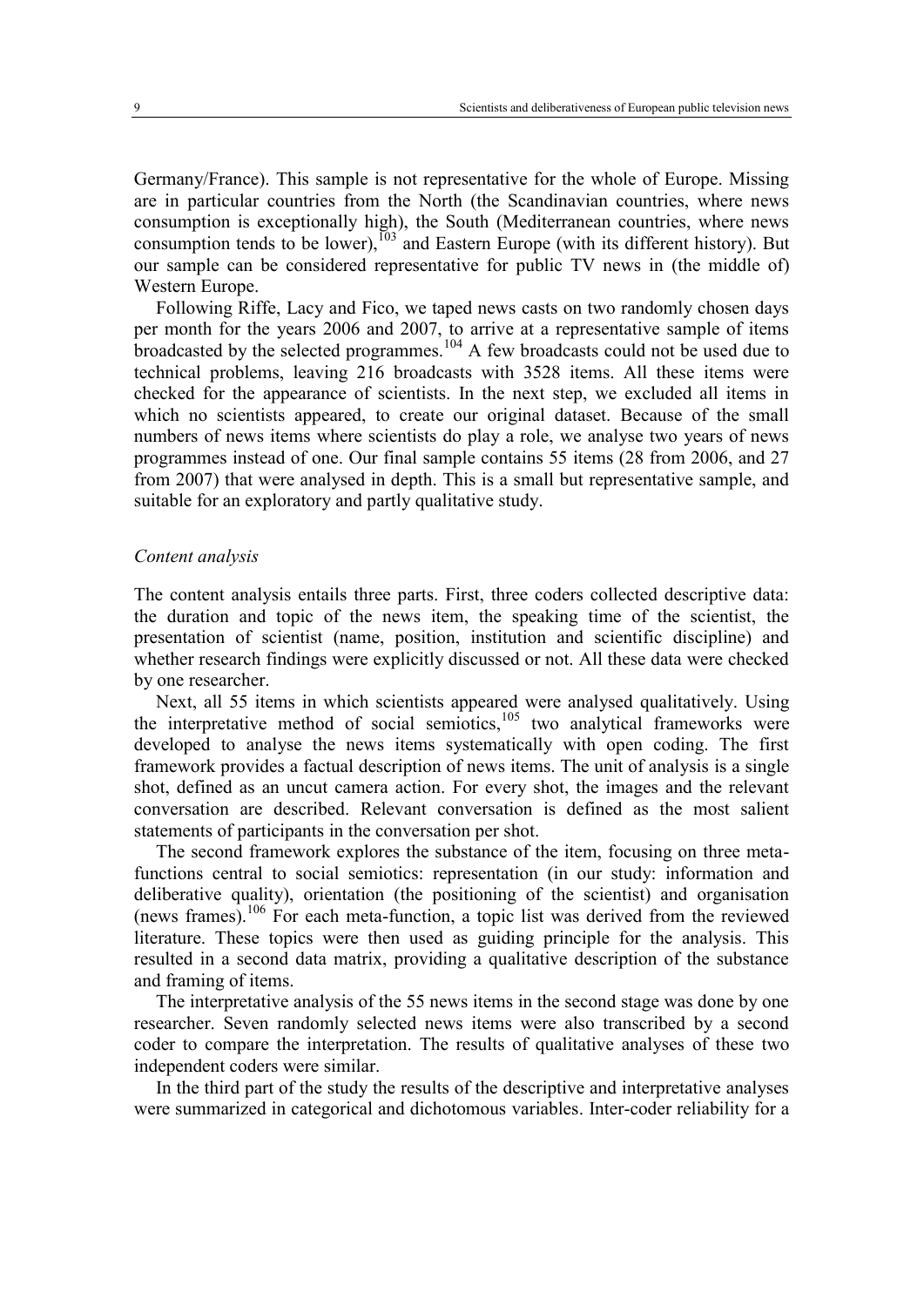Germany/France). This sample is not representative for the whole of Europe. Missing are in particular countries from the North (the Scandinavian countries, where news consumption is exceptionally high), the South (Mediterranean countries, where news consumption tends to be lower),[103] and Eastern Europe (with its different history). But our sample can be considered representative for public TV news in (the middle of) Western Europe.

Following Riffe, Lacy and Fico, we taped news casts on two randomly chosen days per month for the years 2006 and 2007, to arrive at a representative sample of items broadcasted by the selected programmes.[104] A few broadcasts could not be used due to technical problems, leaving 216 broadcasts with 3528 items. All these items were checked for the appearance of scientists. In the next step, we excluded all items in which no scientists appeared, to create our original dataset. Because of the small numbers of news items where scientists do play a role, we analyse two years of news programmes instead of one. Our final sample contains 55 items (28 from 2006, and 27 from 2007) that were analysed in depth. This is a small but representative sample, and suitable for an exploratory and partly qualitative study.

### *Content analysis*

The content analysis entails three parts. First, three coders collected descriptive data: the duration and topic of the news item, the speaking time of the scientist, the presentation of scientist (name, position, institution and scientific discipline) and whether research findings were explicitly discussed or not. All these data were checked by one researcher.

Next, all 55 items in which scientists appeared were analysed qualitatively. Using the interpretative method of social semiotics,[105] two analytical frameworks were developed to analyse the news items systematically with open coding. The first framework provides a factual description of news items. The unit of analysis is a single shot, defined as an uncut camera action. For every shot, the images and the relevant conversation are described. Relevant conversation is defined as the most salient statements of participants in the conversation per shot.

The second framework explores the substance of the item, focusing on three meta-functions central to social semiotics: representation (in our study: information and deliberative quality), orientation (the positioning of the scientist) and organisation (news frames).[106] For each meta-function, a topic list was derived from the reviewed literature. These topics were then used as guiding principle for the analysis. This resulted in a second data matrix, providing a qualitative description of the substance and framing of items.

The interpretative analysis of the 55 news items in the second stage was done by one researcher. Seven randomly selected news items were also transcribed by a second coder to compare the interpretation. The results of qualitative analyses of these two independent coders were similar.

In the third part of the study the results of the descriptive and interpretative analyses were summarized in categorical and dichotomous variables. Inter-coder reliability for a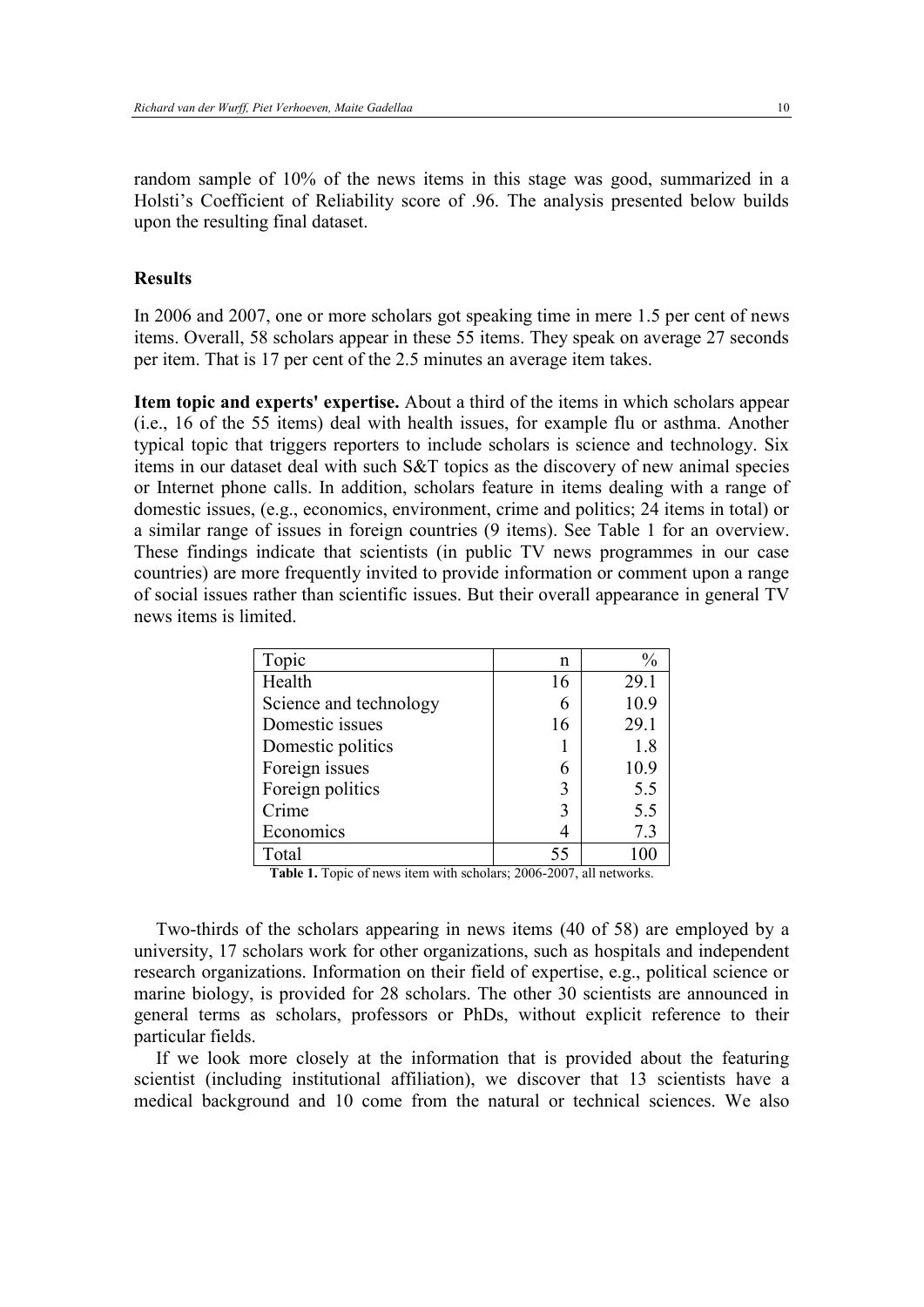random sample of 10% of the news items in this stage was good, summarized in a Holsti's Coefficient of Reliability score of .96. The analysis presented below builds upon the resulting final dataset.

## Results

In 2006 and 2007, one or more scholars got speaking time in mere 1.5 per cent of news items. Overall, 58 scholars appear in these 55 items. They speak on average 27 seconds per item. That is 17 per cent of the 2.5 minutes an average item takes.

**Item topic and experts' expertise.** About a third of the items in which scholars appear (i.e., 16 of the 55 items) deal with health issues, for example flu or asthma. Another typical topic that triggers reporters to include scholars is science and technology. Six items in our dataset deal with such S&T topics as the discovery of new animal species or Internet phone calls. In addition, scholars feature in items dealing with a range of domestic issues, (e.g., economics, environment, crime and politics; 24 items in total) or a similar range of issues in foreign countries (9 items). See Table 1 for an overview. These findings indicate that scientists (in public TV news programmes in our case countries) are more frequently invited to provide information or comment upon a range of social issues rather than scientific issues. But their overall appearance in general TV news items is limited.

| Topic | n | % |
|---|---|---|
| Health | 16 | 29.1 |
| Science and technology | 6 | 10.9 |
| Domestic issues | 16 | 29.1 |
| Domestic politics | 1 | 1.8 |
| Foreign issues | 6 | 10.9 |
| Foreign politics | 3 | 5.5 |
| Crime | 3 | 5.5 |
| Economics | 4 | 7.3 |
| Total | 55 | 100 |

**Table 1.** Topic of news item with scholars; 2006-2007, all networks.

Two-thirds of the scholars appearing in news items (40 of 58) are employed by a university, 17 scholars work for other organizations, such as hospitals and independent research organizations. Information on their field of expertise, e.g., political science or marine biology, is provided for 28 scholars. The other 30 scientists are announced in general terms as scholars, professors or PhDs, without explicit reference to their particular fields.

If we look more closely at the information that is provided about the featuring scientist (including institutional affiliation), we discover that 13 scientists have a medical background and 10 come from the natural or technical sciences. We also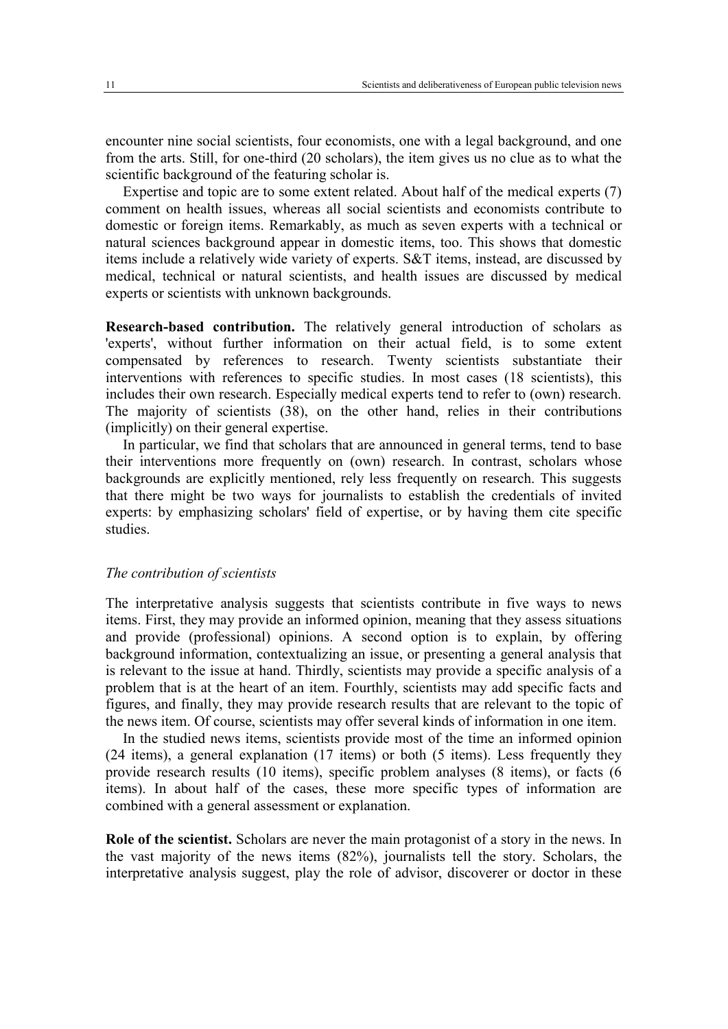encounter nine social scientists, four economists, one with a legal background, and one from the arts. Still, for one-third (20 scholars), the item gives us no clue as to what the scientific background of the featuring scholar is.

Expertise and topic are to some extent related. About half of the medical experts (7) comment on health issues, whereas all social scientists and economists contribute to domestic or foreign items. Remarkably, as much as seven experts with a technical or natural sciences background appear in domestic items, too. This shows that domestic items include a relatively wide variety of experts. S&T items, instead, are discussed by medical, technical or natural scientists, and health issues are discussed by medical experts or scientists with unknown backgrounds.

**Research-based contribution.** The relatively general introduction of scholars as 'experts', without further information on their actual field, is to some extent compensated by references to research. Twenty scientists substantiate their interventions with references to specific studies. In most cases (18 scientists), this includes their own research. Especially medical experts tend to refer to (own) research. The majority of scientists (38), on the other hand, relies in their contributions (implicitly) on their general expertise.

In particular, we find that scholars that are announced in general terms, tend to base their interventions more frequently on (own) research. In contrast, scholars whose backgrounds are explicitly mentioned, rely less frequently on research. This suggests that there might be two ways for journalists to establish the credentials of invited experts: by emphasizing scholars' field of expertise, or by having them cite specific studies.

### *The contribution of scientists*

The interpretative analysis suggests that scientists contribute in five ways to news items. First, they may provide an informed opinion, meaning that they assess situations and provide (professional) opinions. A second option is to explain, by offering background information, contextualizing an issue, or presenting a general analysis that is relevant to the issue at hand. Thirdly, scientists may provide a specific analysis of a problem that is at the heart of an item. Fourthly, scientists may add specific facts and figures, and finally, they may provide research results that are relevant to the topic of the news item. Of course, scientists may offer several kinds of information in one item.

In the studied news items, scientists provide most of the time an informed opinion (24 items), a general explanation (17 items) or both (5 items). Less frequently they provide research results (10 items), specific problem analyses (8 items), or facts (6 items). In about half of the cases, these more specific types of information are combined with a general assessment or explanation.

**Role of the scientist.** Scholars are never the main protagonist of a story in the news. In the vast majority of the news items (82%), journalists tell the story. Scholars, the interpretative analysis suggest, play the role of advisor, discoverer or doctor in these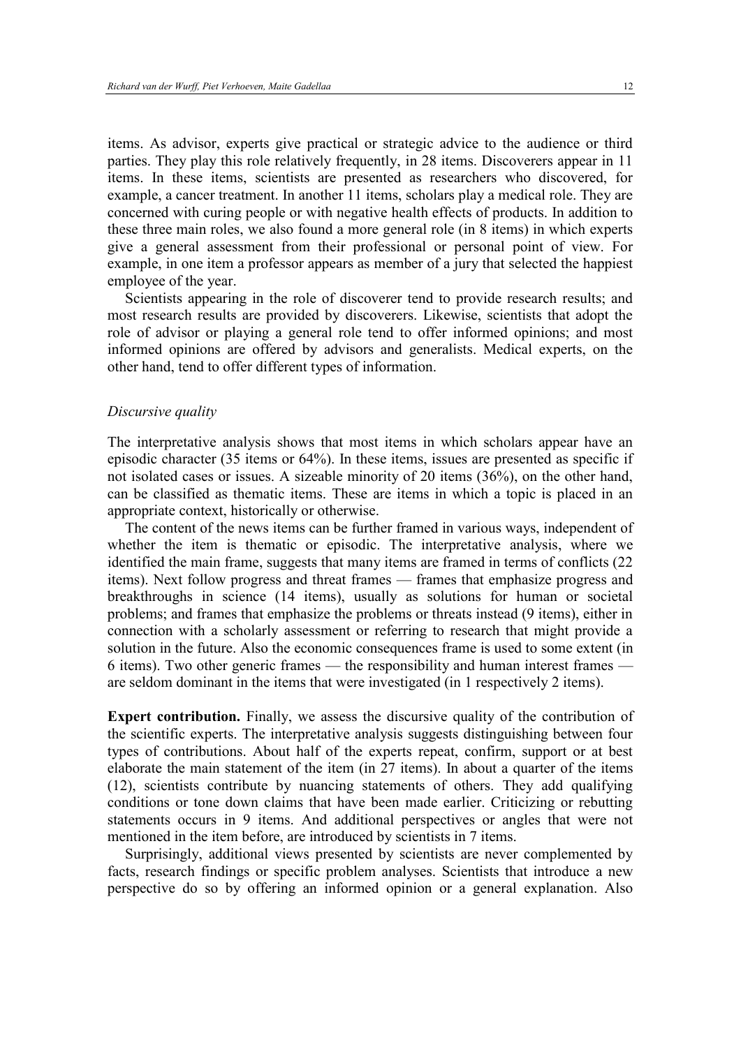items. As advisor, experts give practical or strategic advice to the audience or third parties. They play this role relatively frequently, in 28 items. Discoverers appear in 11 items. In these items, scientists are presented as researchers who discovered, for example, a cancer treatment. In another 11 items, scholars play a medical role. They are concerned with curing people or with negative health effects of products. In addition to these three main roles, we also found a more general role (in 8 items) in which experts give a general assessment from their professional or personal point of view. For example, in one item a professor appears as member of a jury that selected the happiest employee of the year.

Scientists appearing in the role of discoverer tend to provide research results; and most research results are provided by discoverers. Likewise, scientists that adopt the role of advisor or playing a general role tend to offer informed opinions; and most informed opinions are offered by advisors and generalists. Medical experts, on the other hand, tend to offer different types of information.

### *Discursive quality*

The interpretative analysis shows that most items in which scholars appear have an episodic character (35 items or 64%). In these items, issues are presented as specific if not isolated cases or issues. A sizeable minority of 20 items (36%), on the other hand, can be classified as thematic items. These are items in which a topic is placed in an appropriate context, historically or otherwise.

The content of the news items can be further framed in various ways, independent of whether the item is thematic or episodic. The interpretative analysis, where we identified the main frame, suggests that many items are framed in terms of conflicts (22 items). Next follow progress and threat frames — frames that emphasize progress and breakthroughs in science (14 items), usually as solutions for human or societal problems; and frames that emphasize the problems or threats instead (9 items), either in connection with a scholarly assessment or referring to research that might provide a solution in the future. Also the economic consequences frame is used to some extent (in 6 items). Two other generic frames — the responsibility and human interest frames — are seldom dominant in the items that were investigated (in 1 respectively 2 items).

**Expert contribution.** Finally, we assess the discursive quality of the contribution of the scientific experts. The interpretative analysis suggests distinguishing between four types of contributions. About half of the experts repeat, confirm, support or at best elaborate the main statement of the item (in 27 items). In about a quarter of the items (12), scientists contribute by nuancing statements of others. They add qualifying conditions or tone down claims that have been made earlier. Criticizing or rebutting statements occurs in 9 items. And additional perspectives or angles that were not mentioned in the item before, are introduced by scientists in 7 items.

Surprisingly, additional views presented by scientists are never complemented by facts, research findings or specific problem analyses. Scientists that introduce a new perspective do so by offering an informed opinion or a general explanation. Also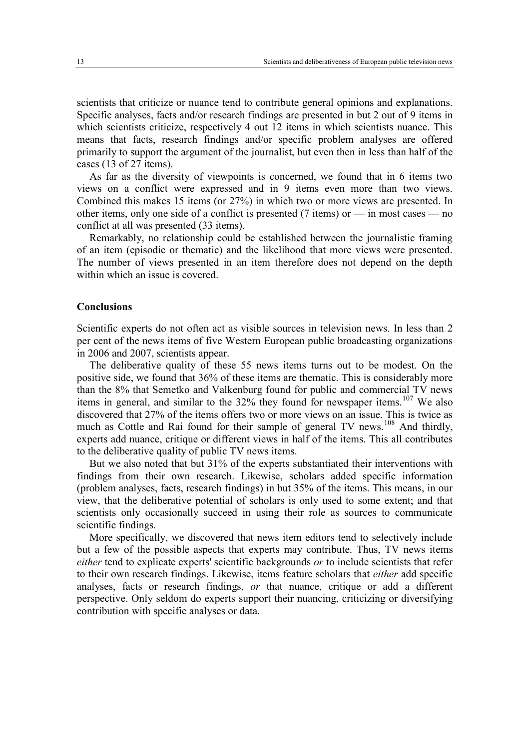scientists that criticize or nuance tend to contribute general opinions and explanations. Specific analyses, facts and/or research findings are presented in but 2 out of 9 items in which scientists criticize, respectively 4 out 12 items in which scientists nuance. This means that facts, research findings and/or specific problem analyses are offered primarily to support the argument of the journalist, but even then in less than half of the cases (13 of 27 items).

As far as the diversity of viewpoints is concerned, we found that in 6 items two views on a conflict were expressed and in 9 items even more than two views. Combined this makes 15 items (or 27%) in which two or more views are presented. In other items, only one side of a conflict is presented (7 items) or — in most cases — no conflict at all was presented (33 items).

Remarkably, no relationship could be established between the journalistic framing of an item (episodic or thematic) and the likelihood that more views were presented. The number of views presented in an item therefore does not depend on the depth within which an issue is covered.

## Conclusions

Scientific experts do not often act as visible sources in television news. In less than 2 per cent of the news items of five Western European public broadcasting organizations in 2006 and 2007, scientists appear.

The deliberative quality of these 55 news items turns out to be modest. On the positive side, we found that 36% of these items are thematic. This is considerably more than the 8% that Semetko and Valkenburg found for public and commercial TV news items in general, and similar to the 32% they found for newspaper items.[107] We also discovered that 27% of the items offers two or more views on an issue. This is twice as much as Cottle and Rai found for their sample of general TV news.[108] And thirdly, experts add nuance, critique or different views in half of the items. This all contributes to the deliberative quality of public TV news items.

But we also noted that but 31% of the experts substantiated their interventions with findings from their own research. Likewise, scholars added specific information (problem analyses, facts, research findings) in but 35% of the items. This means, in our view, that the deliberative potential of scholars is only used to some extent; and that scientists only occasionally succeed in using their role as sources to communicate scientific findings.

More specifically, we discovered that news item editors tend to selectively include but a few of the possible aspects that experts may contribute. Thus, TV news items *either* tend to explicate experts' scientific backgrounds *or* to include scientists that refer to their own research findings. Likewise, items feature scholars that *either* add specific analyses, facts or research findings, *or* that nuance, critique or add a different perspective. Only seldom do experts support their nuancing, criticizing or diversifying contribution with specific analyses or data.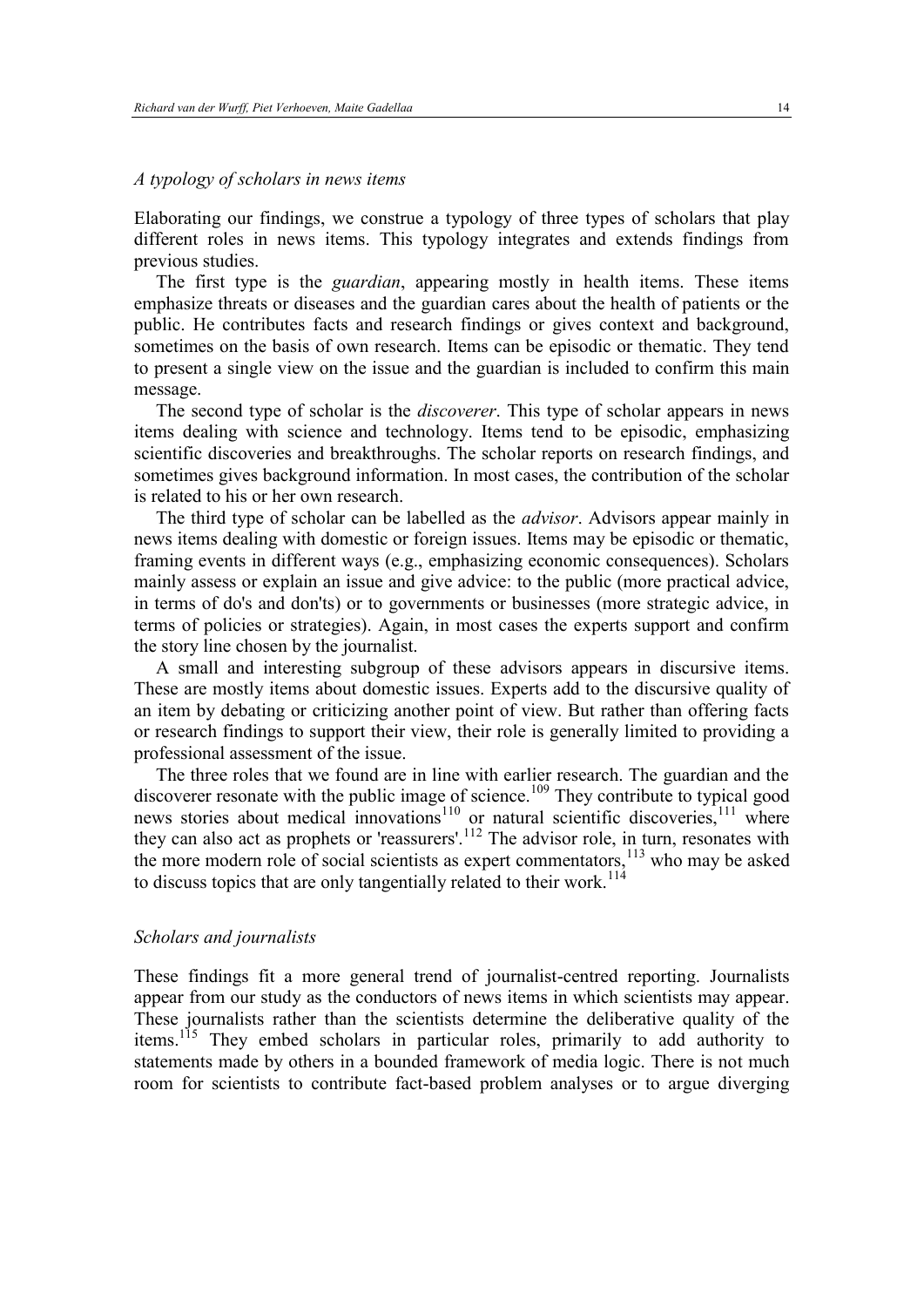### *A typology of scholars in news items*

Elaborating our findings, we construe a typology of three types of scholars that play different roles in news items. This typology integrates and extends findings from previous studies.

The first type is the *guardian*, appearing mostly in health items. These items emphasize threats or diseases and the guardian cares about the health of patients or the public. He contributes facts and research findings or gives context and background, sometimes on the basis of own research. Items can be episodic or thematic. They tend to present a single view on the issue and the guardian is included to confirm this main message.

The second type of scholar is the *discoverer*. This type of scholar appears in news items dealing with science and technology. Items tend to be episodic, emphasizing scientific discoveries and breakthroughs. The scholar reports on research findings, and sometimes gives background information. In most cases, the contribution of the scholar is related to his or her own research.

The third type of scholar can be labelled as the *advisor*. Advisors appear mainly in news items dealing with domestic or foreign issues. Items may be episodic or thematic, framing events in different ways (e.g., emphasizing economic consequences). Scholars mainly assess or explain an issue and give advice: to the public (more practical advice, in terms of do's and don'ts) or to governments or businesses (more strategic advice, in terms of policies or strategies). Again, in most cases the experts support and confirm the story line chosen by the journalist.

A small and interesting subgroup of these advisors appears in discursive items. These are mostly items about domestic issues. Experts add to the discursive quality of an item by debating or criticizing another point of view. But rather than offering facts or research findings to support their view, their role is generally limited to providing a professional assessment of the issue.

The three roles that we found are in line with earlier research. The guardian and the discoverer resonate with the public image of science.[109] They contribute to typical good news stories about medical innovations[110] or natural scientific discoveries,[111] where they can also act as prophets or 'reassurers'.[112] The advisor role, in turn, resonates with the more modern role of social scientists as expert commentators,[113] who may be asked to discuss topics that are only tangentially related to their work.[114]

### *Scholars and journalists*

These findings fit a more general trend of journalist-centred reporting. Journalists appear from our study as the conductors of news items in which scientists may appear. These journalists rather than the scientists determine the deliberative quality of the items.[115] They embed scholars in particular roles, primarily to add authority to statements made by others in a bounded framework of media logic. There is not much room for scientists to contribute fact-based problem analyses or to argue diverging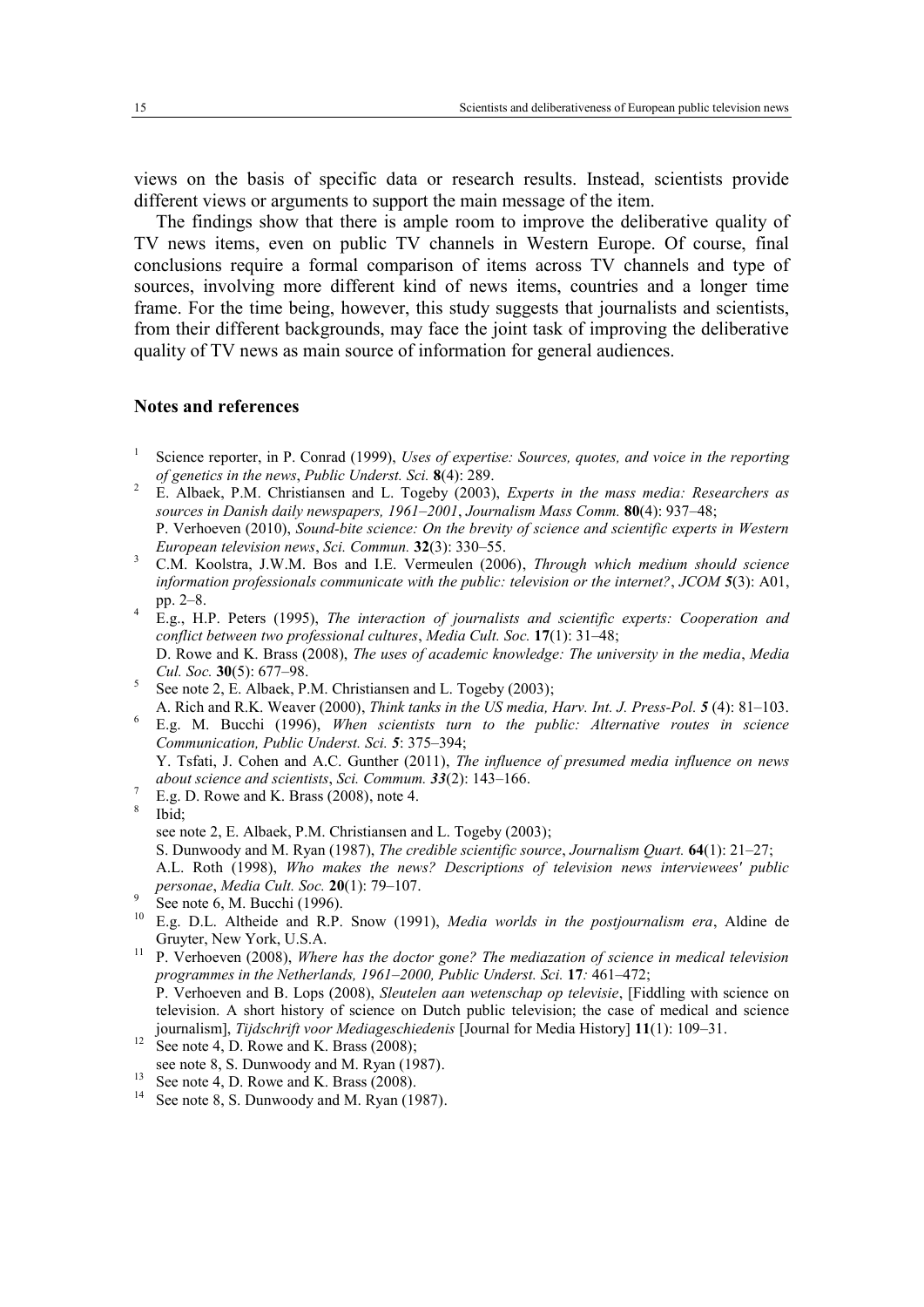views on the basis of specific data or research results. Instead, scientists provide different views or arguments to support the main message of the item.

The findings show that there is ample room to improve the deliberative quality of TV news items, even on public TV channels in Western Europe. Of course, final conclusions require a formal comparison of items across TV channels and type of sources, involving more different kind of news items, countries and a longer time frame. For the time being, however, this study suggests that journalists and scientists, from their different backgrounds, may face the joint task of improving the deliberative quality of TV news as main source of information for general audiences.

### Notes and references

[1] Science reporter, in P. Conrad (1999), *Uses of expertise: Sources, quotes, and voice in the reporting of genetics in the news*, *Public Underst. Sci.* **8**(4): 289.

[2] E. Albaek, P.M. Christiansen and L. Togeby (2003), *Experts in the mass media: Researchers as sources in Danish daily newspapers, 1961–2001*, *Journalism Mass Comm.* **80**(4): 937–48;
P. Verhoeven (2010), *Sound-bite science: On the brevity of science and scientific experts in Western European television news*, *Sci. Commun.* **32**(3): 330–55.

[3] C.M. Koolstra, J.W.M. Bos and I.E. Vermeulen (2006), *Through which medium should science information professionals communicate with the public: television or the internet?*, *JCOM* ***5***(3): A01, pp. 2–8.

[4] E.g., H.P. Peters (1995), *The interaction of journalists and scientific experts: Cooperation and conflict between two professional cultures*, *Media Cult. Soc.* **17**(1): 31–48;
D. Rowe and K. Brass (2008), *The uses of academic knowledge: The university in the media*, *Media Cul. Soc.* **30**(5): 677–98.

[5] See note 2, E. Albaek, P.M. Christiansen and L. Togeby (2003);
A. Rich and R.K. Weaver (2000), *Think tanks in the US media, Harv. Int. J. Press-Pol.* ***5*** (4): 81–103.

[6] E.g. M. Bucchi (1996), *When scientists turn to the public: Alternative routes in science Communication, Public Underst. Sci.* ***5***: 375–394;
Y. Tsfati, J. Cohen and A.C. Gunther (2011), *The influence of presumed media influence on news about science and scientists*, *Sci. Commum.* ***33***(2): 143–166.

[7] E.g. D. Rowe and K. Brass (2008), note 4.

[8] Ibid;
see note 2, E. Albaek, P.M. Christiansen and L. Togeby (2003);
S. Dunwoody and M. Ryan (1987), *The credible scientific source*, *Journalism Quart.* **64**(1): 21–27;
A.L. Roth (1998), *Who makes the news? Descriptions of television news interviewees' public personae*, *Media Cult. Soc.* **20**(1): 79–107.

[9] See note 6, M. Bucchi (1996).

[10] E.g. D.L. Altheide and R.P. Snow (1991), *Media worlds in the postjournalism era*, Aldine de Gruyter, New York, U.S.A.

[11] P. Verhoeven (2008), *Where has the doctor gone? The mediazation of science in medical television programmes in the Netherlands, 1961–2000, Public Underst. Sci.* **17***:* 461–472;
P. Verhoeven and B. Lops (2008), *Sleutelen aan wetenschap op televisie*, [Fiddling with science on television. A short history of science on Dutch public television; the case of medical and science journalism], *Tijdschrift voor Mediageschiedenis* [Journal for Media History] **11**(1): 109–31.

[12] See note 4, D. Rowe and K. Brass (2008);
see note 8, S. Dunwoody and M. Ryan (1987).

[13] See note 4, D. Rowe and K. Brass (2008).

[14] See note 8, S. Dunwoody and M. Ryan (1987).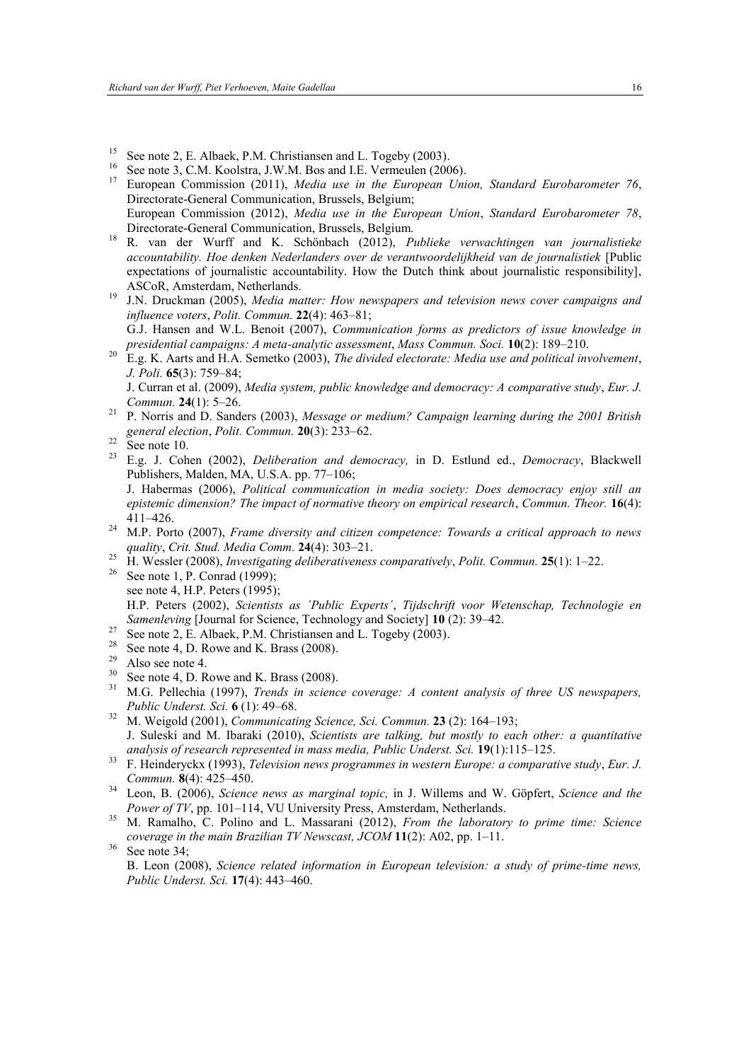[15] See note 2, E. Albaek, P.M. Christiansen and L. Togeby (2003).

[16] See note 3, C.M. Koolstra, J.W.M. Bos and I.E. Vermeulen (2006).

[17] European Commission (2011), *Media use in the European Union, Standard Eurobarometer 76*, Directorate-General Communication, Brussels, Belgium;
European Commission (2012), *Media use in the European Union*, *Standard Eurobarometer 78*, Directorate-General Communication, Brussels, Belgium.

[18] R. van der Wurff and K. Schönbach (2012), *Publieke verwachtingen van journalistieke accountability. Hoe denken Nederlanders over de verantwoordelijkheid van de journalistiek* [Public expectations of journalistic accountability. How the Dutch think about journalistic responsibility], ASCoR, Amsterdam, Netherlands.

[19] J.N. Druckman (2005), *Media matter: How newspapers and television news cover campaigns and influence voters*, *Polit. Commun.* **22**(4): 463–81;
G.J. Hansen and W.L. Benoit (2007), *Communication forms as predictors of issue knowledge in presidential campaigns: A meta-analytic assessment*, *Mass Commun. Soci.* **10**(2): 189–210.

[20] E.g. K. Aarts and H.A. Semetko (2003), *The divided electorate: Media use and political involvement*, *J. Poli.* **65**(3): 759–84;
J. Curran et al. (2009), *Media system, public knowledge and democracy: A comparative study*, *Eur. J. Commun.* **24**(1): 5–26.

[21] P. Norris and D. Sanders (2003), *Message or medium? Campaign learning during the 2001 British general election*, *Polit. Commun.* **20**(3): 233–62.

[22] See note 10.

[23] E.g. J. Cohen (2002), *Deliberation and democracy,* in D. Estlund ed., *Democracy*, Blackwell Publishers, Malden, MA, U.S.A. pp. 77–106;
J. Habermas (2006), *Political communication in media society: Does democracy enjoy still an epistemic dimension? The impact of normative theory on empirical research*, *Commun. Theor.* **16**(4): 411–426.

[24] M.P. Porto (2007), *Frame diversity and citizen competence: Towards a critical approach to news quality*, *Crit. Stud. Media Comm.* **24**(4): 303–21.

[25] H. Wessler (2008), *Investigating deliberativeness comparatively*, *Polit. Commun.* **25**(1): 1–22.

[26] See note 1, P. Conrad (1999);
see note 4, H.P. Peters (1995);
H.P. Peters (2002), *Scientists as ´Public Experts´*, *Tijdschrift voor Wetenschap, Technologie en Samenleving* [Journal for Science, Technology and Society] **10** (2): 39–42.

[27] See note 2, E. Albaek, P.M. Christiansen and L. Togeby (2003).

[28] See note 4, D. Rowe and K. Brass (2008).

[29] Also see note 4.

[30] See note 4, D. Rowe and K. Brass (2008).

[31] M.G. Pellechia (1997), *Trends in science coverage: A content analysis of three US newspapers, Public Underst. Sci.* **6** (1): 49–68.

[32] M. Weigold (2001), *Communicating Science, Sci. Commun.* **23** (2): 164–193;
J. Suleski and M. Ibaraki (2010), *Scientists are talking, but mostly to each other: a quantitative analysis of research represented in mass media, Public Underst. Sci.* **19**(1):115–125.

[33] F. Heinderyckx (1993), *Television news programmes in western Europe: a comparative study*, *Eur. J. Commun.* **8**(4): 425–450.

[34] Leon, B. (2006), *Science news as marginal topic,* in J. Willems and W. Göpfert, *Science and the Power of TV*, pp. 101–114, VU University Press, Amsterdam, Netherlands.

[35] M. Ramalho, C. Polino and L. Massarani (2012), *From the laboratory to prime time: Science coverage in the main Brazilian TV Newscast, JCOM* **11**(2): A02, pp. 1–11.

[36] See note 34;
B. Leon (2008), *Science related information in European television: a study of prime-time news, Public Underst. Sci.* **17**(4): 443–460.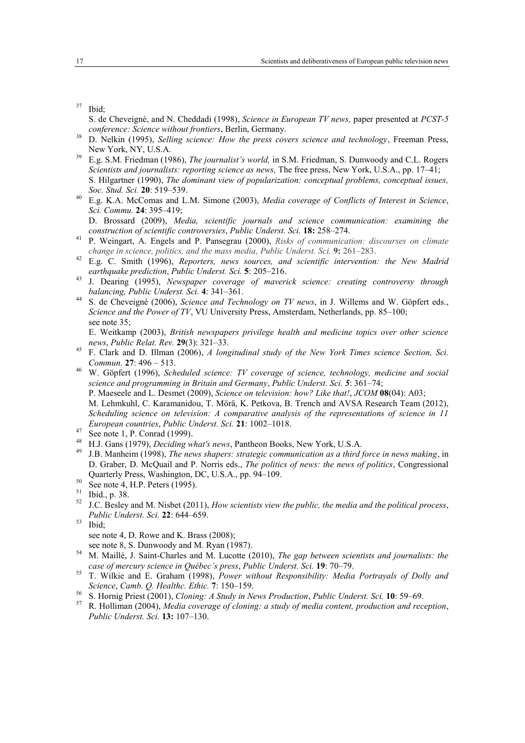[37] Ibid;
S. de Cheveigné, and N. Cheddadi (1998), *Science in European TV news,* paper presented at *PCST-5 conference: Science without frontiers*, Berlin, Germany.

[38] D. Nelkin (1995), *Selling science: How the press covers science and technology*, Freeman Press, New York, NY, U.S.A.

[39] E.g. S.M. Friedman (1986), *The journalist's world,* in S.M. Friedman, S. Dunwoody and C.L. Rogers *Scientists and journalists: reporting science as news,* The free press, New York, U.S.A., pp. 17–41;
S. Hilgartner (1990), *The dominant view of popularization: conceptual problems, conceptual issues, Soc. Stud. Sci.* **20**: 519–539.

[40] E.g. K.A. McComas and L.M. Simone (2003), *Media coverage of Conflicts of Interest in Science*, *Sci. Commu.* **24**: 395–419;
D. Brossard (2009), *Media, scientific journals and science communication: examining the construction of scientific controversies*, *Public Underst. Sci.* **18:** 258–274.

[41] P. Weingart, A. Engels and P. Pansegrau (2000), *Risks of communication: discourses on climate change in science, politics, and the mass media, Public Underst. Sci.* **9:** 261–283.

[42] E.g. C. Smith (1996), *Reporters, news sources, and scientific intervention: the New Madrid earthquake prediction*, *Public Underst. Sci.* **5**: 205–216.

[43] J. Dearing (1995), *Newspaper coverage of maverick science: creating controversy through balancing, Public Underst. Sci.* **4**: 341–361.

[44] S. de Cheveigné (2006), *Science and Technology on TV news*, in J. Willems and W. Göpfert eds., *Science and the Power of TV*, VU University Press, Amsterdam, Netherlands, pp. 85–100;
see note 35;
E. Weitkamp (2003), *British newspapers privilege health and medicine topics over other science news*, *Public Relat. Rev.* **29**(3): 321–33.

[45] F. Clark and D. Illman (2006), *A longitudinal study of the New York Times science Section, Sci. Commun.* **27**: 496 – 513.

[46] W. Göpfert (1996), *Scheduled science: TV coverage of science, technology, medicine and social science and programming in Britain and Germany*, *Public Underst. Sci.* **5**: 361–74;
P. Maeseele and L. Desmet (2009), *Science on television: how? Like that!*, *JCOM* **08**(04): A03;
M. Lehmkuhl, C. Karamanidou, T. Mörä, K. Petkova, B. Trench and AVSA Research Team (2012), *Scheduling science on television: A comparative analysis of the representations of science in 11 European countries*, *Public Underst. Sci.* **21**: 1002–1018.

[47] See note 1, P. Conrad (1999).

[48] H.J. Gans (1979), *Deciding what's news*, Pantheon Books, New York, U.S.A.

[49] J.B. Manheim (1998), *The news shapers: strategic communication as a third force in news making*, in D. Graber, D. McQuail and P. Norris eds., *The politics of news: the news of politics*, Congressional Quarterly Press, Washington, DC, U.S.A., pp. 94–109.

[50] See note 4, H.P. Peters (1995).

[51] Ibid., p. 38.

[52] J.C. Besley and M. Nisbet (2011), *How scientists view the public, the media and the political process*, *Public Underst. Sci.* **22**: 644–659.

[53] Ibid;
see note 4, D. Rowe and K. Brass (2008);
see note 8, S. Dunwoody and M. Ryan (1987).

[54] M. Maillé, J. Saint-Charles and M. Lucotte (2010), *The gap between scientists and journalists: the case of mercury science in Québec's press*, *Public Underst. Sci.* **19**: 70–79.

[55] T. Wilkie and E. Graham (1998), *Power without Responsibility: Media Portrayals of Dolly and Science*, *Camb. Q. Healthc. Ethic.* **7**: 150–159.

[56] S. Hornig Priest (2001), *Cloning: A Study in News Production*, *Public Underst. Sci.* **10**: 59–69.

[57] R. Holliman (2004), *Media coverage of cloning: a study of media content, production and reception*, *Public Underst. Sci.* **13:** 107–130.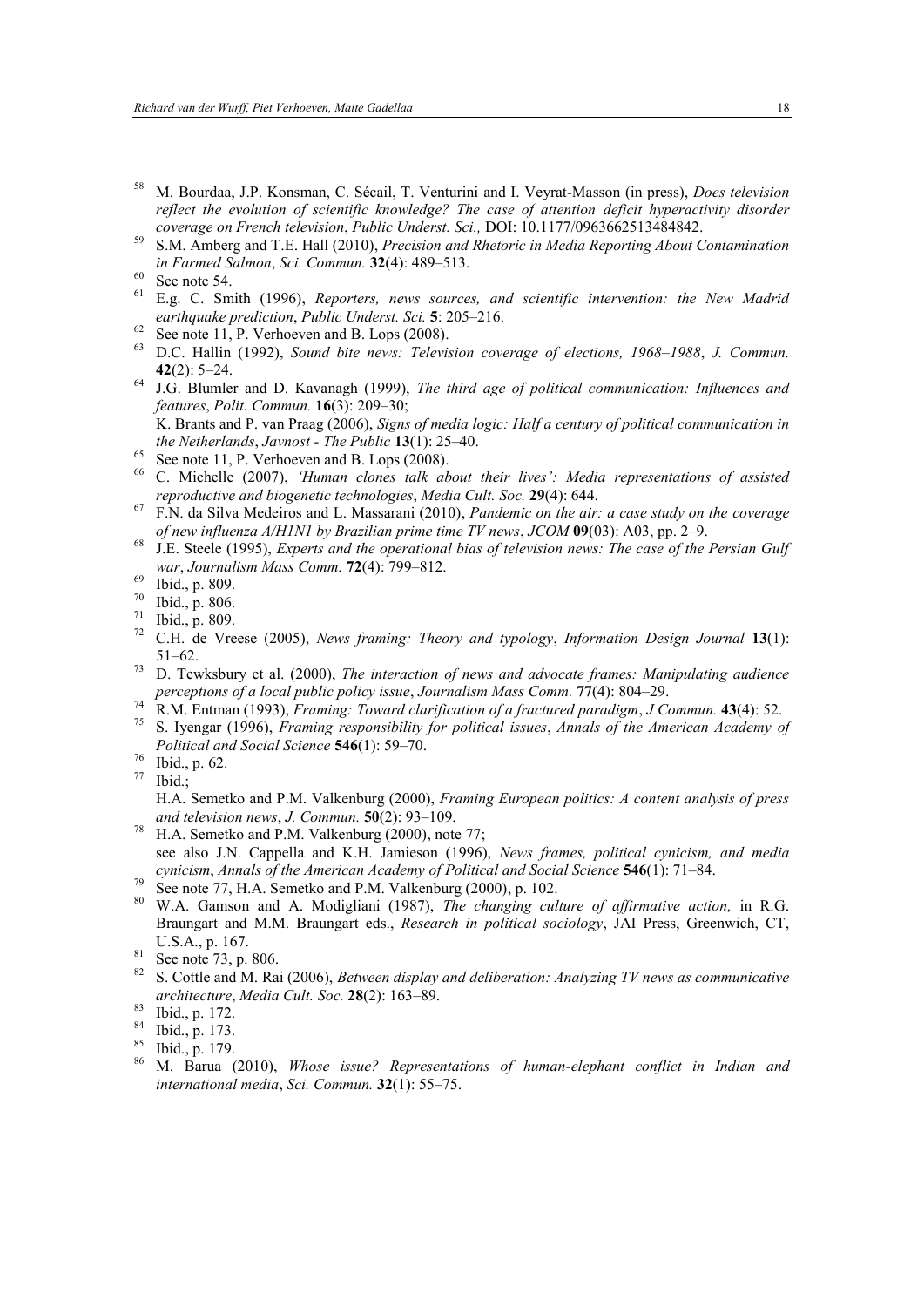[58] M. Bourdaa, J.P. Konsman, C. Sécail, T. Venturini and I. Veyrat-Masson (in press), *Does television reflect the evolution of scientific knowledge? The case of attention deficit hyperactivity disorder coverage on French television*, *Public Underst. Sci.,* DOI: 10.1177/0963662513484842.

[59] S.M. Amberg and T.E. Hall (2010), *Precision and Rhetoric in Media Reporting About Contamination in Farmed Salmon*, *Sci. Commun.* **32**(4): 489–513.

[60] See note 54.

[61] E.g. C. Smith (1996), *Reporters, news sources, and scientific intervention: the New Madrid earthquake prediction*, *Public Underst. Sci.* **5**: 205–216.

[62] See note 11, P. Verhoeven and B. Lops (2008).

[63] D.C. Hallin (1992), *Sound bite news: Television coverage of elections, 1968–1988*, *J. Commun.* **42**(2): 5–24.

[64] J.G. Blumler and D. Kavanagh (1999), *The third age of political communication: Influences and features*, *Polit. Commun.* **16**(3): 209–30;
K. Brants and P. van Praag (2006), *Signs of media logic: Half a century of political communication in the Netherlands*, *Javnost - The Public* **13**(1): 25–40.

[65] See note 11, P. Verhoeven and B. Lops (2008).

[66] C. Michelle (2007), *'Human clones talk about their lives': Media representations of assisted reproductive and biogenetic technologies*, *Media Cult. Soc.* **29**(4): 644.

[67] F.N. da Silva Medeiros and L. Massarani (2010), *Pandemic on the air: a case study on the coverage of new influenza A/H1N1 by Brazilian prime time TV news*, *JCOM* **09**(03): A03, pp. 2–9.

[68] J.E. Steele (1995), *Experts and the operational bias of television news: The case of the Persian Gulf war*, *Journalism Mass Comm.* **72**(4): 799–812.

[69] Ibid., p. 809.

[70] Ibid., p. 806.

[71] Ibid., p. 809.

[72] C.H. de Vreese (2005), *News framing: Theory and typology*, *Information Design Journal* **13**(1): 51–62.

[73] D. Tewksbury et al. (2000), *The interaction of news and advocate frames: Manipulating audience perceptions of a local public policy issue*, *Journalism Mass Comm.* **77**(4): 804–29.

[74] R.M. Entman (1993), *Framing: Toward clarification of a fractured paradigm*, *J Commun.* **43**(4): 52.

[75] S. Iyengar (1996), *Framing responsibility for political issues*, *Annals of the American Academy of Political and Social Science* **546**(1): 59–70.

[76] Ibid., p. 62.

[77] Ibid.;
H.A. Semetko and P.M. Valkenburg (2000), *Framing European politics: A content analysis of press and television news*, *J. Commun.* **50**(2): 93–109.

[78] H.A. Semetko and P.M. Valkenburg (2000), note 77;
see also J.N. Cappella and K.H. Jamieson (1996), *News frames, political cynicism, and media cynicism*, *Annals of the American Academy of Political and Social Science* **546**(1): 71–84.

[79] See note 77, H.A. Semetko and P.M. Valkenburg (2000), p. 102.

[80] W.A. Gamson and A. Modigliani (1987), *The changing culture of affirmative action,* in R.G. Braungart and M.M. Braungart eds., *Research in political sociology*, JAI Press, Greenwich, CT, U.S.A., p. 167.

[81] See note 73, p. 806.

[82] S. Cottle and M. Rai (2006), *Between display and deliberation: Analyzing TV news as communicative architecture*, *Media Cult. Soc.* **28**(2): 163–89.

[83] Ibid., p. 172.

[84] Ibid., p. 173.

[85] Ibid., p. 179.

[86] M. Barua (2010), *Whose issue? Representations of human-elephant conflict in Indian and international media*, *Sci. Commun.* **32**(1): 55–75.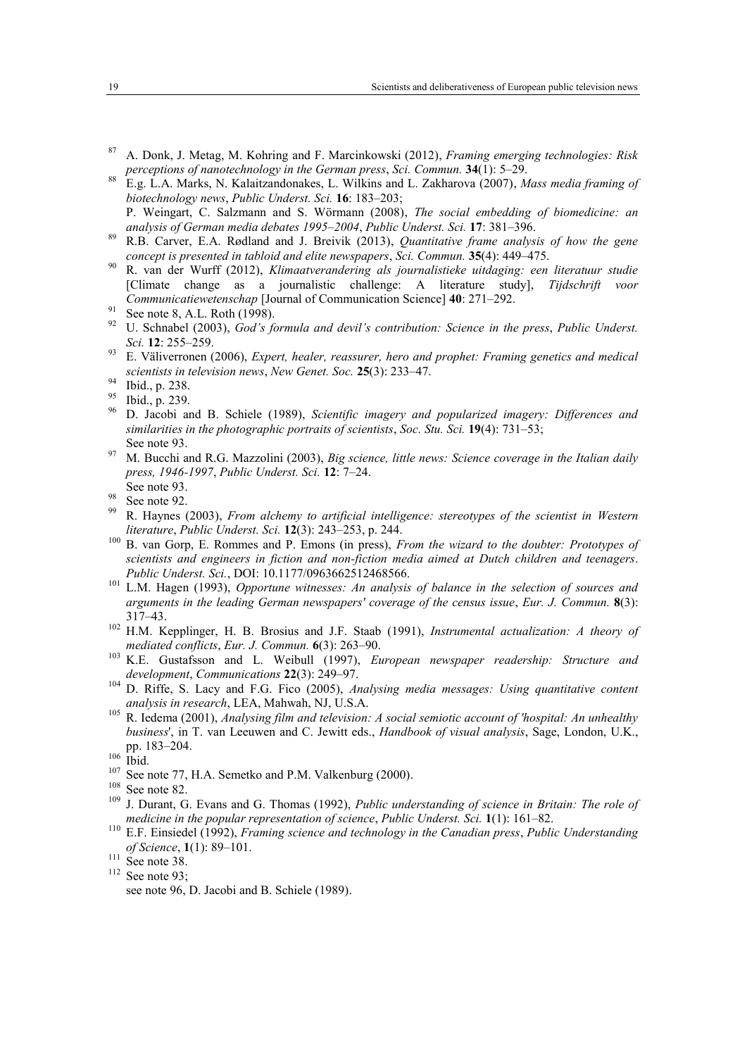[87] A. Donk, J. Metag, M. Kohring and F. Marcinkowski (2012), *Framing emerging technologies: Risk perceptions of nanotechnology in the German press*, *Sci. Commun.* **34**(1): 5–29.

[88] E.g. L.A. Marks, N. Kalaitzandonakes, L. Wilkins and L. Zakharova (2007), *Mass media framing of biotechnology news*, *Public Underst. Sci.* **16**: 183–203;
P. Weingart, C. Salzmann and S. Wörmann (2008), *The social embedding of biomedicine: an analysis of German media debates 1995–2004*, *Public Underst. Sci.* **17**: 381–396.

[89] R.B. Carver, E.A. Rødland and J. Breivik (2013), *Quantitative frame analysis of how the gene concept is presented in tabloid and elite newspapers*, *Sci. Commun.* **35**(4): 449–475.

[90] R. van der Wurff (2012), *Klimaatverandering als journalistieke uitdaging: een literatuur studie* [Climate change as a journalistic challenge: A literature study], *Tijdschrift voor Communicatiewetenschap* [Journal of Communication Science] **40**: 271–292.

[91] See note 8, A.L. Roth (1998).

[92] U. Schnabel (2003), *God's formula and devil's contribution: Science in the press*, *Public Underst. Sci.* **12**: 255–259.

[93] E. Väliverronen (2006), *Expert, healer, reassurer, hero and prophet: Framing genetics and medical scientists in television news*, *New Genet. Soc.* **25**(3): 233–47.

[94] Ibid., p. 238.

[95] Ibid., p. 239.

[96] D. Jacobi and B. Schiele (1989), *Scientific imagery and popularized imagery: Differences and similarities in the photographic portraits of scientists*, *Soc. Stu. Sci.* **19**(4): 731–53;
See note 93.

[97] M. Bucchi and R.G. Mazzolini (2003), *Big science, little news: Science coverage in the Italian daily press, 1946-1997*, *Public Underst. Sci.* **12**: 7–24.
See note 93.

[98] See note 92.

[99] R. Haynes (2003), *From alchemy to artificial intelligence: stereotypes of the scientist in Western literature*, *Public Underst. Sci.* **12**(3): 243–253, p. 244.

[100] B. van Gorp, E. Rommes and P. Emons (in press), *From the wizard to the doubter: Prototypes of scientists and engineers in fiction and non-fiction media aimed at Dutch children and teenagers*. *Public Underst. Sci.*, DOI: 10.1177/0963662512468566.

[101] L.M. Hagen (1993), *Opportune witnesses: An analysis of balance in the selection of sources and arguments in the leading German newspapers' coverage of the census issue*, *Eur. J. Commun.* **8**(3): 317–43.

[102] H.M. Kepplinger, H. B. Brosius and J.F. Staab (1991), *Instrumental actualization: A theory of mediated conflicts*, *Eur. J. Commun.* **6**(3): 263–90.

[103] K.E. Gustafsson and L. Weibull (1997), *European newspaper readership: Structure and development*, *Communications* **22**(3): 249–97.

[104] D. Riffe, S. Lacy and F.G. Fico (2005), *Analysing media messages: Using quantitative content analysis in research*, LEA, Mahwah, NJ, U.S.A.

[105] R. Iedema (2001), *Analysing film and television: A social semiotic account of 'hospital: An unhealthy business'*, in T. van Leeuwen and C. Jewitt eds., *Handbook of visual analysis*, Sage, London, U.K., pp. 183–204.

[106] Ibid.

[107] See note 77, H.A. Semetko and P.M. Valkenburg (2000).

[108] See note 82.

[109] J. Durant, G. Evans and G. Thomas (1992), *Public understanding of science in Britain: The role of medicine in the popular representation of science*, *Public Underst. Sci.* **1**(1): 161–82.

[110] E.F. Einsiedel (1992), *Framing science and technology in the Canadian press*, *Public Understanding of Science*, **1**(1): 89–101.

[111] See note 38.

[112] See note 93;
see note 96, D. Jacobi and B. Schiele (1989).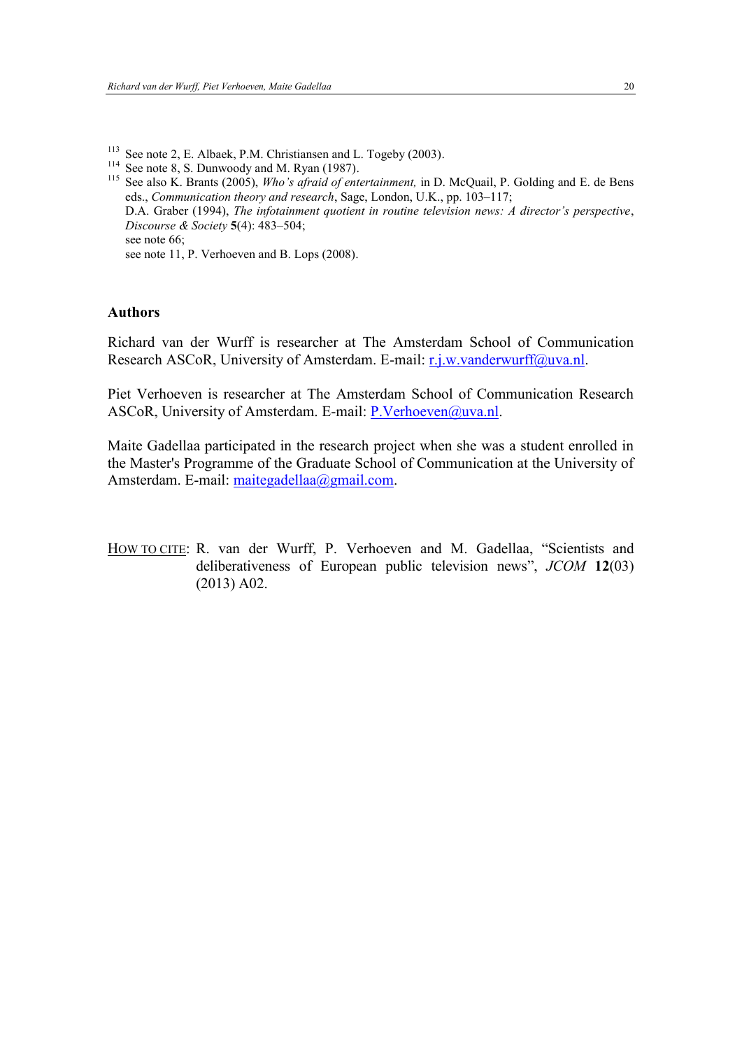[113] See note 2, E. Albaek, P.M. Christiansen and L. Togeby (2003).

[114] See note 8, S. Dunwoody and M. Ryan (1987).

[115] See also K. Brants (2005), *Who's afraid of entertainment,* in D. McQuail, P. Golding and E. de Bens eds., *Communication theory and research*, Sage, London, U.K., pp. 103–117;
D.A. Graber (1994), *The infotainment quotient in routine television news: A director's perspective*, *Discourse & Society* **5**(4): 483–504;
see note 66;
see note 11, P. Verhoeven and B. Lops (2008).

## Authors

Richard van der Wurff is researcher at The Amsterdam School of Communication Research ASCoR, University of Amsterdam. E-mail: r.j.w.vanderwurff@uva.nl.

Piet Verhoeven is researcher at The Amsterdam School of Communication Research ASCoR, University of Amsterdam. E-mail: P.Verhoeven@uva.nl.

Maite Gadellaa participated in the research project when she was a student enrolled in the Master's Programme of the Graduate School of Communication at the University of Amsterdam. E-mail: maitegadellaa@gmail.com.

HOW TO CITE: R. van der Wurff, P. Verhoeven and M. Gadellaa, "Scientists and deliberativeness of European public television news", *JCOM* **12**(03) (2013) A02.